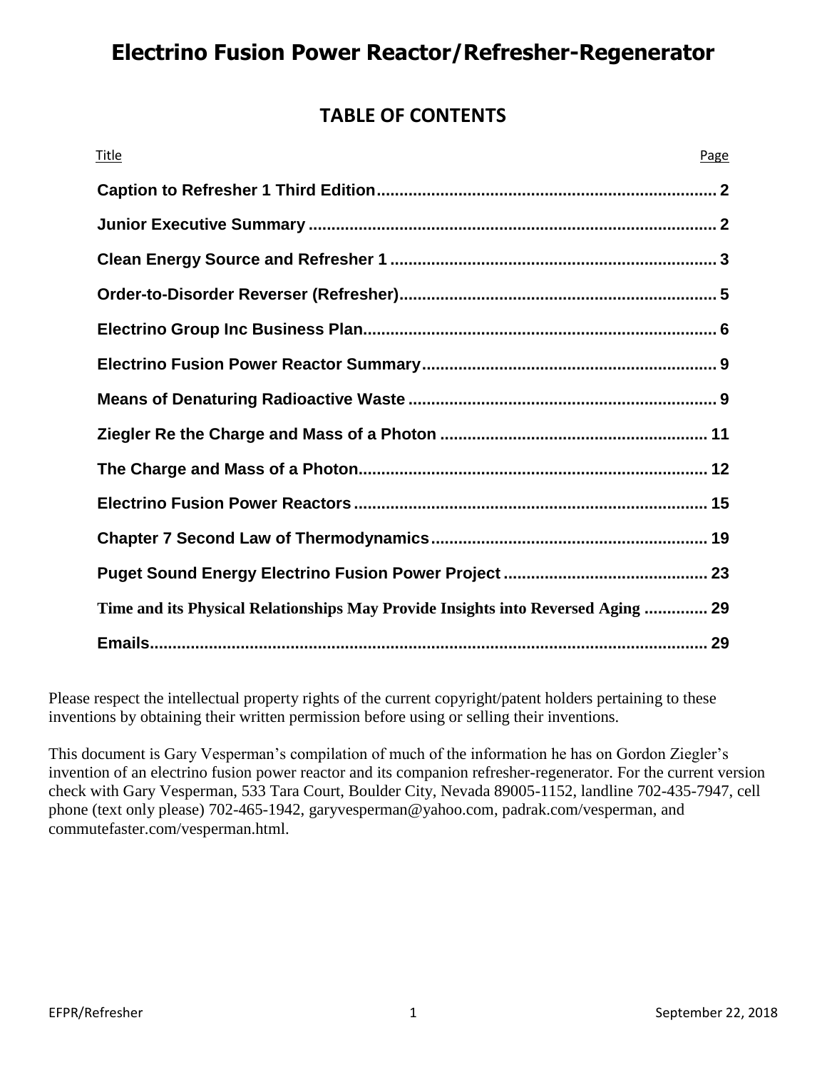# Electrino Fusion Power Reactor/Refresher-Regenerator

## TABLE OF CONTENTS

| Title | Page |
|---|---|
| **Caption to Refresher 1 Third Edition** | **2** |
| **Junior Executive Summary** | **2** |
| **Clean Energy Source and Refresher 1** | **3** |
| **Order-to-Disorder Reverser (Refresher)** | **5** |
| **Electrino Group Inc Business Plan** | **6** |
| **Electrino Fusion Power Reactor Summary** | **9** |
| **Means of Denaturing Radioactive Waste** | **9** |
| **Ziegler Re the Charge and Mass of a Photon** | **11** |
| **The Charge and Mass of a Photon** | **12** |
| **Electrino Fusion Power Reactors** | **15** |
| **Chapter 7 Second Law of Thermodynamics** | **19** |
| **Puget Sound Energy Electrino Fusion Power Project** | **23** |
| **Time and its Physical Relationships May Provide Insights into Reversed Aging** | **29** |
| **Emails** | **29** |

Please respect the intellectual property rights of the current copyright/patent holders pertaining to these inventions by obtaining their written permission before using or selling their inventions.

This document is Gary Vesperman's compilation of much of the information he has on Gordon Ziegler's invention of an electrino fusion power reactor and its companion refresher-regenerator. For the current version check with Gary Vesperman, 533 Tara Court, Boulder City, Nevada 89005-1152, landline 702-435-7947, cell phone (text only please) 702-465-1942, garyvesperman@yahoo.com, padrak.com/vesperman, and commutefaster.com/vesperman.html.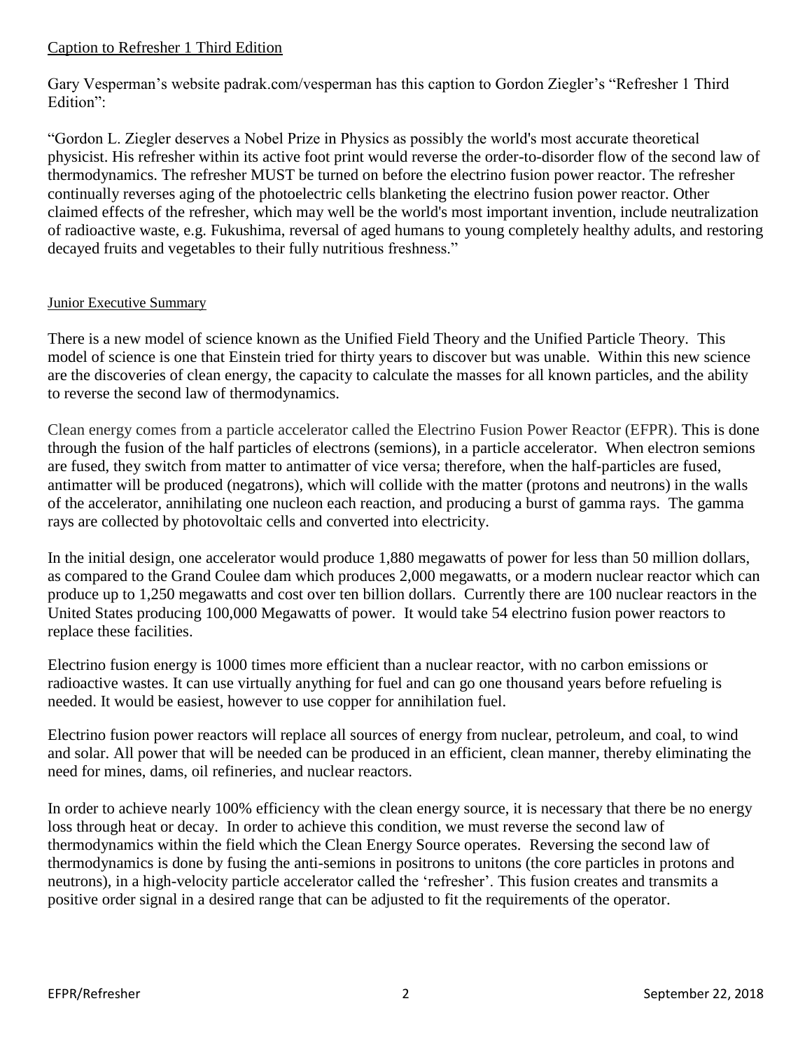Caption to Refresher 1 Third Edition

Gary Vesperman's website padrak.com/vesperman has this caption to Gordon Ziegler's "Refresher 1 Third Edition":

"Gordon L. Ziegler deserves a Nobel Prize in Physics as possibly the world's most accurate theoretical physicist. His refresher within its active foot print would reverse the order-to-disorder flow of the second law of thermodynamics. The refresher MUST be turned on before the electrino fusion power reactor. The refresher continually reverses aging of the photoelectric cells blanketing the electrino fusion power reactor. Other claimed effects of the refresher, which may well be the world's most important invention, include neutralization of radioactive waste, e.g. Fukushima, reversal of aged humans to young completely healthy adults, and restoring decayed fruits and vegetables to their fully nutritious freshness."

Junior Executive Summary

There is a new model of science known as the Unified Field Theory and the Unified Particle Theory. This model of science is one that Einstein tried for thirty years to discover but was unable. Within this new science are the discoveries of clean energy, the capacity to calculate the masses for all known particles, and the ability to reverse the second law of thermodynamics.

Clean energy comes from a particle accelerator called the Electrino Fusion Power Reactor (EFPR). This is done through the fusion of the half particles of electrons (semions), in a particle accelerator. When electron semions are fused, they switch from matter to antimatter of vice versa; therefore, when the half-particles are fused, antimatter will be produced (negatrons), which will collide with the matter (protons and neutrons) in the walls of the accelerator, annihilating one nucleon each reaction, and producing a burst of gamma rays. The gamma rays are collected by photovoltaic cells and converted into electricity.

In the initial design, one accelerator would produce 1,880 megawatts of power for less than 50 million dollars, as compared to the Grand Coulee dam which produces 2,000 megawatts, or a modern nuclear reactor which can produce up to 1,250 megawatts and cost over ten billion dollars. Currently there are 100 nuclear reactors in the United States producing 100,000 Megawatts of power. It would take 54 electrino fusion power reactors to replace these facilities.

Electrino fusion energy is 1000 times more efficient than a nuclear reactor, with no carbon emissions or radioactive wastes. It can use virtually anything for fuel and can go one thousand years before refueling is needed. It would be easiest, however to use copper for annihilation fuel.

Electrino fusion power reactors will replace all sources of energy from nuclear, petroleum, and coal, to wind and solar. All power that will be needed can be produced in an efficient, clean manner, thereby eliminating the need for mines, dams, oil refineries, and nuclear reactors.

In order to achieve nearly 100% efficiency with the clean energy source, it is necessary that there be no energy loss through heat or decay. In order to achieve this condition, we must reverse the second law of thermodynamics within the field which the Clean Energy Source operates. Reversing the second law of thermodynamics is done by fusing the anti-semions in positrons to unitons (the core particles in protons and neutrons), in a high-velocity particle accelerator called the 'refresher'. This fusion creates and transmits a positive order signal in a desired range that can be adjusted to fit the requirements of the operator.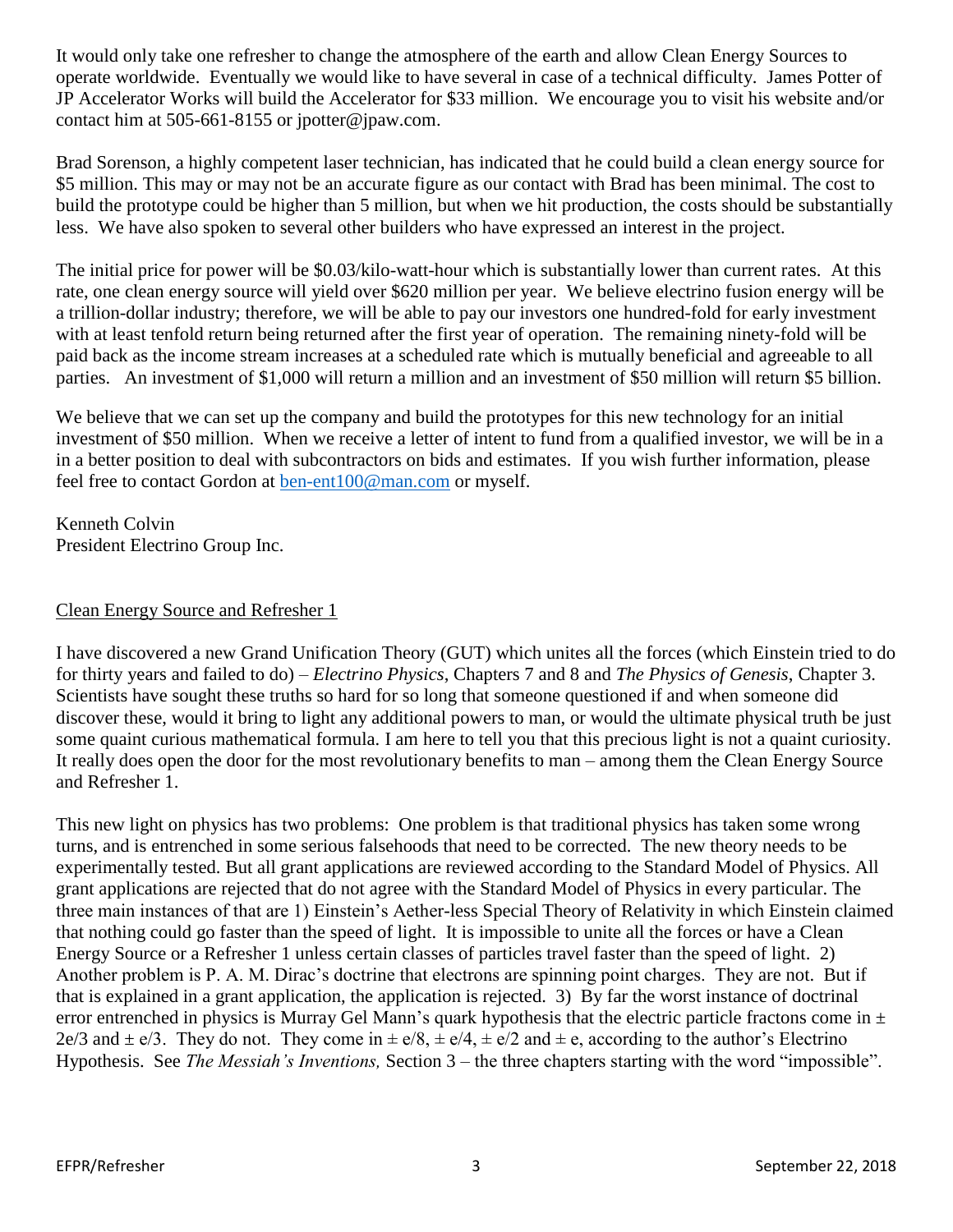It would only take one refresher to change the atmosphere of the earth and allow Clean Energy Sources to operate worldwide. Eventually we would like to have several in case of a technical difficulty. James Potter of JP Accelerator Works will build the Accelerator for $33 million. We encourage you to visit his website and/or contact him at 505-661-8155 or jpotter@jpaw.com.

Brad Sorenson, a highly competent laser technician, has indicated that he could build a clean energy source for $5 million. This may or may not be an accurate figure as our contact with Brad has been minimal. The cost to build the prototype could be higher than 5 million, but when we hit production, the costs should be substantially less. We have also spoken to several other builders who have expressed an interest in the project.

The initial price for power will be $0.03/kilo-watt-hour which is substantially lower than current rates. At this rate, one clean energy source will yield over $620 million per year. We believe electrino fusion energy will be a trillion-dollar industry; therefore, we will be able to pay our investors one hundred-fold for early investment with at least tenfold return being returned after the first year of operation. The remaining ninety-fold will be paid back as the income stream increases at a scheduled rate which is mutually beneficial and agreeable to all parties. An investment of $1,000 will return a million and an investment of $50 million will return $5 billion.

We believe that we can set up the company and build the prototypes for this new technology for an initial investment of $50 million. When we receive a letter of intent to fund from a qualified investor, we will be in a in a better position to deal with subcontractors on bids and estimates. If you wish further information, please feel free to contact Gordon at ben-ent100@man.com or myself.

Kenneth Colvin
President Electrino Group Inc.

## Clean Energy Source and Refresher 1

I have discovered a new Grand Unification Theory (GUT) which unites all the forces (which Einstein tried to do for thirty years and failed to do) – *Electrino Physics*, Chapters 7 and 8 and *The Physics of Genesis*, Chapter 3. Scientists have sought these truths so hard for so long that someone questioned if and when someone did discover these, would it bring to light any additional powers to man, or would the ultimate physical truth be just some quaint curious mathematical formula. I am here to tell you that this precious light is not a quaint curiosity. It really does open the door for the most revolutionary benefits to man – among them the Clean Energy Source and Refresher 1.

This new light on physics has two problems: One problem is that traditional physics has taken some wrong turns, and is entrenched in some serious falsehoods that need to be corrected. The new theory needs to be experimentally tested. But all grant applications are reviewed according to the Standard Model of Physics. All grant applications are rejected that do not agree with the Standard Model of Physics in every particular. The three main instances of that are 1) Einstein's Aether-less Special Theory of Relativity in which Einstein claimed that nothing could go faster than the speed of light. It is impossible to unite all the forces or have a Clean Energy Source or a Refresher 1 unless certain classes of particles travel faster than the speed of light. 2) Another problem is P. A. M. Dirac's doctrine that electrons are spinning point charges. They are not. But if that is explained in a grant application, the application is rejected. 3) By far the worst instance of doctrinal error entrenched in physics is Murray Gel Mann's quark hypothesis that the electric particle fractons come in $\pm 2e/3$ and $\pm e/3$. They do not. They come in $\pm e/8$, $\pm e/4$, $\pm e/2$ and $\pm e$, according to the author's Electrino Hypothesis. See *The Messiah's Inventions,* Section 3 – the three chapters starting with the word "impossible".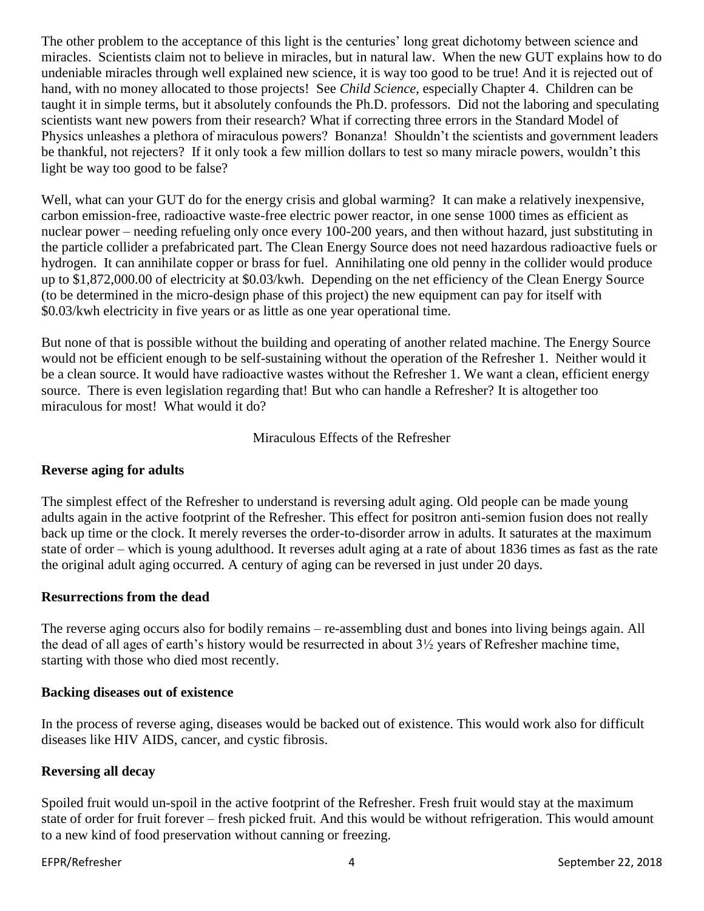The other problem to the acceptance of this light is the centuries' long great dichotomy between science and miracles. Scientists claim not to believe in miracles, but in natural law. When the new GUT explains how to do undeniable miracles through well explained new science, it is way too good to be true! And it is rejected out of hand, with no money allocated to those projects! See *Child Science*, especially Chapter 4. Children can be taught it in simple terms, but it absolutely confounds the Ph.D. professors. Did not the laboring and speculating scientists want new powers from their research? What if correcting three errors in the Standard Model of Physics unleashes a plethora of miraculous powers? Bonanza! Shouldn't the scientists and government leaders be thankful, not rejecters? If it only took a few million dollars to test so many miracle powers, wouldn't this light be way too good to be false?

Well, what can your GUT do for the energy crisis and global warming? It can make a relatively inexpensive, carbon emission-free, radioactive waste-free electric power reactor, in one sense 1000 times as efficient as nuclear power – needing refueling only once every 100-200 years, and then without hazard, just substituting in the particle collider a prefabricated part. The Clean Energy Source does not need hazardous radioactive fuels or hydrogen. It can annihilate copper or brass for fuel. Annihilating one old penny in the collider would produce up to $1,872,000.00 of electricity at $0.03/kwh. Depending on the net efficiency of the Clean Energy Source (to be determined in the micro-design phase of this project) the new equipment can pay for itself with $0.03/kwh electricity in five years or as little as one year operational time.

But none of that is possible without the building and operating of another related machine. The Energy Source would not be efficient enough to be self-sustaining without the operation of the Refresher 1. Neither would it be a clean source. It would have radioactive wastes without the Refresher 1. We want a clean, efficient energy source. There is even legislation regarding that! But who can handle a Refresher? It is altogether too miraculous for most! What would it do?

## Miraculous Effects of the Refresher

**Reverse aging for adults**

The simplest effect of the Refresher to understand is reversing adult aging. Old people can be made young adults again in the active footprint of the Refresher. This effect for positron anti-semion fusion does not really back up time or the clock. It merely reverses the order-to-disorder arrow in adults. It saturates at the maximum state of order – which is young adulthood. It reverses adult aging at a rate of about 1836 times as fast as the rate the original adult aging occurred. A century of aging can be reversed in just under 20 days.

**Resurrections from the dead**

The reverse aging occurs also for bodily remains – re-assembling dust and bones into living beings again. All the dead of all ages of earth's history would be resurrected in about 3½ years of Refresher machine time, starting with those who died most recently.

**Backing diseases out of existence**

In the process of reverse aging, diseases would be backed out of existence. This would work also for difficult diseases like HIV AIDS, cancer, and cystic fibrosis.

**Reversing all decay**

Spoiled fruit would un-spoil in the active footprint of the Refresher. Fresh fruit would stay at the maximum state of order for fruit forever – fresh picked fruit. And this would be without refrigeration. This would amount to a new kind of food preservation without canning or freezing.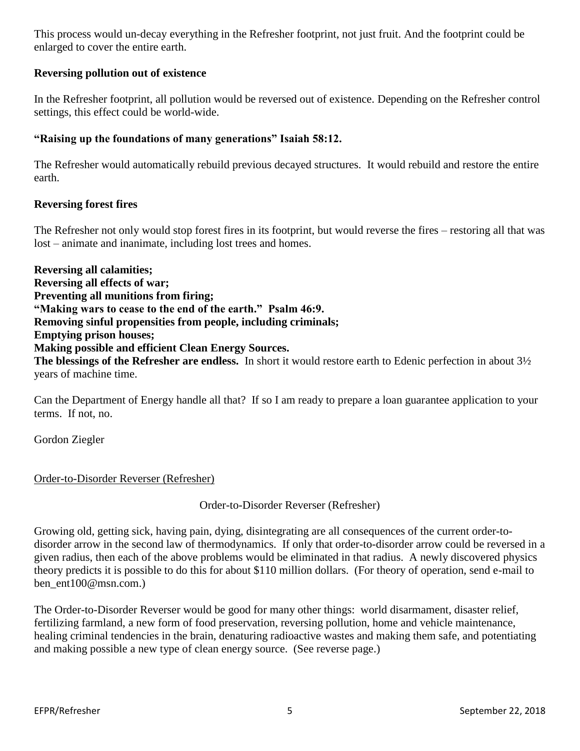This process would un-decay everything in the Refresher footprint, not just fruit. And the footprint could be enlarged to cover the entire earth.

**Reversing pollution out of existence**

In the Refresher footprint, all pollution would be reversed out of existence. Depending on the Refresher control settings, this effect could be world-wide.

**"Raising up the foundations of many generations" Isaiah 58:12.**

The Refresher would automatically rebuild previous decayed structures. It would rebuild and restore the entire earth.

**Reversing forest fires**

The Refresher not only would stop forest fires in its footprint, but would reverse the fires – restoring all that was lost – animate and inanimate, including lost trees and homes.

**Reversing all calamities;**
**Reversing all effects of war;**
**Preventing all munitions from firing;**
**"Making wars to cease to the end of the earth." Psalm 46:9.**
**Removing sinful propensities from people, including criminals;**
**Emptying prison houses;**
**Making possible and efficient Clean Energy Sources.**
**The blessings of the Refresher are endless.** In short it would restore earth to Edenic perfection in about 3½ years of machine time.

Can the Department of Energy handle all that? If so I am ready to prepare a loan guarantee application to your terms. If not, no.

Gordon Ziegler

<u>Order-to-Disorder Reverser (Refresher)</u>

Order-to-Disorder Reverser (Refresher)

Growing old, getting sick, having pain, dying, disintegrating are all consequences of the current order-to-disorder arrow in the second law of thermodynamics. If only that order-to-disorder arrow could be reversed in a given radius, then each of the above problems would be eliminated in that radius. A newly discovered physics theory predicts it is possible to do this for about $110 million dollars. (For theory of operation, send e-mail to ben_ent100@msn.com.)

The Order-to-Disorder Reverser would be good for many other things: world disarmament, disaster relief, fertilizing farmland, a new form of food preservation, reversing pollution, home and vehicle maintenance, healing criminal tendencies in the brain, denaturing radioactive wastes and making them safe, and potentiating and making possible a new type of clean energy source. (See reverse page.)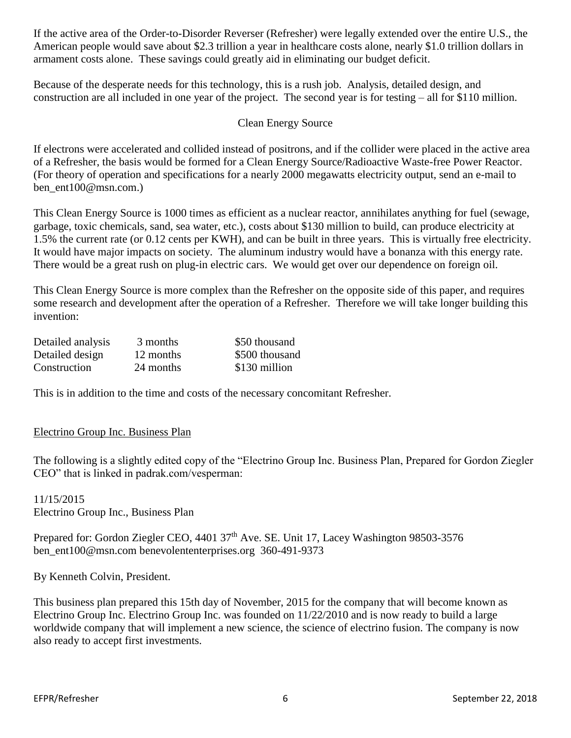If the active area of the Order-to-Disorder Reverser (Refresher) were legally extended over the entire U.S., the American people would save about $2.3 trillion a year in healthcare costs alone, nearly $1.0 trillion dollars in armament costs alone. These savings could greatly aid in eliminating our budget deficit.

Because of the desperate needs for this technology, this is a rush job. Analysis, detailed design, and construction are all included in one year of the project. The second year is for testing – all for $110 million.

## Clean Energy Source

If electrons were accelerated and collided instead of positrons, and if the collider were placed in the active area of a Refresher, the basis would be formed for a Clean Energy Source/Radioactive Waste-free Power Reactor. (For theory of operation and specifications for a nearly 2000 megawatts electricity output, send an e-mail to ben_ent100@msn.com.)

This Clean Energy Source is 1000 times as efficient as a nuclear reactor, annihilates anything for fuel (sewage, garbage, toxic chemicals, sand, sea water, etc.), costs about $130 million to build, can produce electricity at 1.5% the current rate (or 0.12 cents per KWH), and can be built in three years. This is virtually free electricity. It would have major impacts on society. The aluminum industry would have a bonanza with this energy rate. There would be a great rush on plug-in electric cars. We would get over our dependence on foreign oil.

This Clean Energy Source is more complex than the Refresher on the opposite side of this paper, and requires some research and development after the operation of a Refresher. Therefore we will take longer building this invention:

| | | |
|---|---|---|
| Detailed analysis | 3 months | $50 thousand |
| Detailed design | 12 months | $500 thousand |
| Construction | 24 months | $130 million |

This is in addition to the time and costs of the necessary concomitant Refresher.

## Electrino Group Inc. Business Plan

The following is a slightly edited copy of the "Electrino Group Inc. Business Plan, Prepared for Gordon Ziegler CEO" that is linked in padrak.com/vesperman:

11/15/2015
Electrino Group Inc., Business Plan

Prepared for: Gordon Ziegler CEO, 4401 37th Ave. SE. Unit 17, Lacey Washington 98503-3576
ben_ent100@msn.com benevolententerprises.org 360-491-9373

By Kenneth Colvin, President.

This business plan prepared this 15th day of November, 2015 for the company that will become known as Electrino Group Inc. Electrino Group Inc. was founded on 11/22/2010 and is now ready to build a large worldwide company that will implement a new science, the science of electrino fusion. The company is now also ready to accept first investments.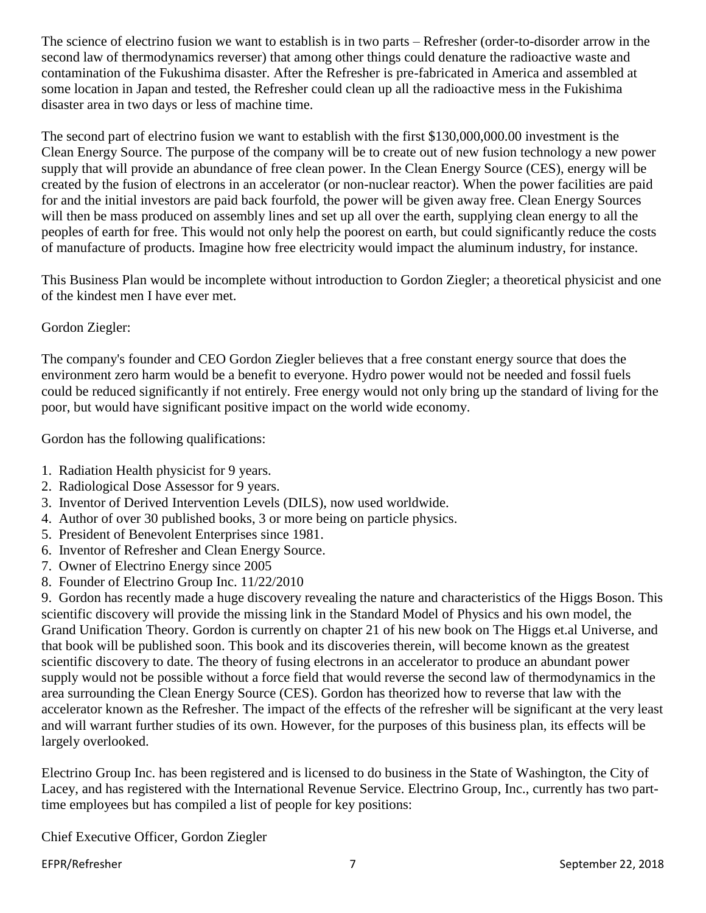The science of electrino fusion we want to establish is in two parts – Refresher (order-to-disorder arrow in the second law of thermodynamics reverser) that among other things could denature the radioactive waste and contamination of the Fukushima disaster. After the Refresher is pre-fabricated in America and assembled at some location in Japan and tested, the Refresher could clean up all the radioactive mess in the Fukishima disaster area in two days or less of machine time.

The second part of electrino fusion we want to establish with the first $130,000,000.00 investment is the Clean Energy Source. The purpose of the company will be to create out of new fusion technology a new power supply that will provide an abundance of free clean power. In the Clean Energy Source (CES), energy will be created by the fusion of electrons in an accelerator (or non-nuclear reactor). When the power facilities are paid for and the initial investors are paid back fourfold, the power will be given away free. Clean Energy Sources will then be mass produced on assembly lines and set up all over the earth, supplying clean energy to all the peoples of earth for free. This would not only help the poorest on earth, but could significantly reduce the costs of manufacture of products. Imagine how free electricity would impact the aluminum industry, for instance.

This Business Plan would be incomplete without introduction to Gordon Ziegler; a theoretical physicist and one of the kindest men I have ever met.

Gordon Ziegler:

The company's founder and CEO Gordon Ziegler believes that a free constant energy source that does the environment zero harm would be a benefit to everyone. Hydro power would not be needed and fossil fuels could be reduced significantly if not entirely. Free energy would not only bring up the standard of living for the poor, but would have significant positive impact on the world wide economy.

Gordon has the following qualifications:

1. Radiation Health physicist for 9 years.
2. Radiological Dose Assessor for 9 years.
3. Inventor of Derived Intervention Levels (DILS), now used worldwide.
4. Author of over 30 published books, 3 or more being on particle physics.
5. President of Benevolent Enterprises since 1981.
6. Inventor of Refresher and Clean Energy Source.
7. Owner of Electrino Energy since 2005
8. Founder of Electrino Group Inc. 11/22/2010
9. Gordon has recently made a huge discovery revealing the nature and characteristics of the Higgs Boson. This scientific discovery will provide the missing link in the Standard Model of Physics and his own model, the Grand Unification Theory. Gordon is currently on chapter 21 of his new book on The Higgs et.al Universe, and that book will be published soon. This book and its discoveries therein, will become known as the greatest scientific discovery to date. The theory of fusing electrons in an accelerator to produce an abundant power supply would not be possible without a force field that would reverse the second law of thermodynamics in the area surrounding the Clean Energy Source (CES). Gordon has theorized how to reverse that law with the accelerator known as the Refresher. The impact of the effects of the refresher will be significant at the very least and will warrant further studies of its own. However, for the purposes of this business plan, its effects will be largely overlooked.

Electrino Group Inc. has been registered and is licensed to do business in the State of Washington, the City of Lacey, and has registered with the International Revenue Service. Electrino Group, Inc., currently has two part-time employees but has compiled a list of people for key positions:

Chief Executive Officer, Gordon Ziegler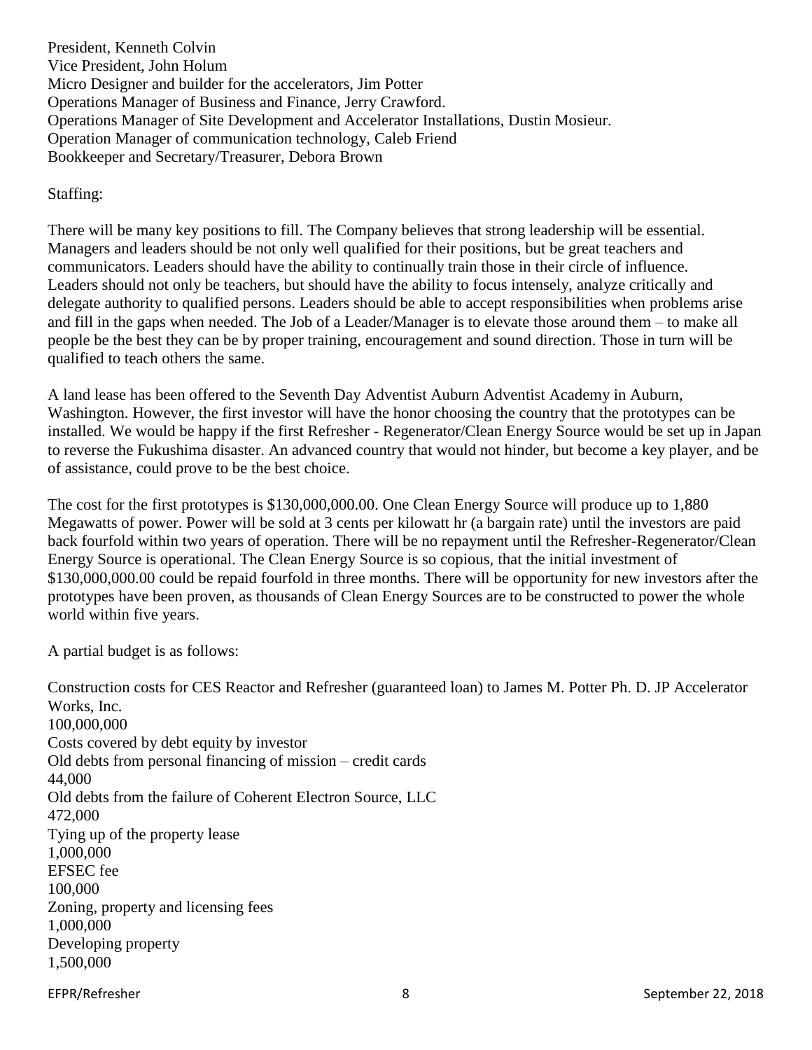President, Kenneth Colvin
Vice President, John Holum
Micro Designer and builder for the accelerators, Jim Potter
Operations Manager of Business and Finance, Jerry Crawford.
Operations Manager of Site Development and Accelerator Installations, Dustin Mosieur.
Operation Manager of communication technology, Caleb Friend
Bookkeeper and Secretary/Treasurer, Debora Brown

Staffing:

There will be many key positions to fill. The Company believes that strong leadership will be essential. Managers and leaders should be not only well qualified for their positions, but be great teachers and communicators. Leaders should have the ability to continually train those in their circle of influence. Leaders should not only be teachers, but should have the ability to focus intensely, analyze critically and delegate authority to qualified persons. Leaders should be able to accept responsibilities when problems arise and fill in the gaps when needed. The Job of a Leader/Manager is to elevate those around them – to make all people be the best they can be by proper training, encouragement and sound direction. Those in turn will be qualified to teach others the same.

A land lease has been offered to the Seventh Day Adventist Auburn Adventist Academy in Auburn, Washington. However, the first investor will have the honor choosing the country that the prototypes can be installed. We would be happy if the first Refresher - Regenerator/Clean Energy Source would be set up in Japan to reverse the Fukushima disaster. An advanced country that would not hinder, but become a key player, and be of assistance, could prove to be the best choice.

The cost for the first prototypes is $130,000,000.00. One Clean Energy Source will produce up to 1,880 Megawatts of power. Power will be sold at 3 cents per kilowatt hr (a bargain rate) until the investors are paid back fourfold within two years of operation. There will be no repayment until the Refresher-Regenerator/Clean Energy Source is operational. The Clean Energy Source is so copious, that the initial investment of $130,000,000.00 could be repaid fourfold in three months. There will be opportunity for new investors after the prototypes have been proven, as thousands of Clean Energy Sources are to be constructed to power the whole world within five years.

A partial budget is as follows:

Construction costs for CES Reactor and Refresher (guaranteed loan) to James M. Potter Ph. D. JP Accelerator Works, Inc.
100,000,000
Costs covered by debt equity by investor
Old debts from personal financing of mission – credit cards
44,000
Old debts from the failure of Coherent Electron Source, LLC
472,000
Tying up of the property lease
1,000,000
EFSEC fee
100,000
Zoning, property and licensing fees
1,000,000
Developing property
1,500,000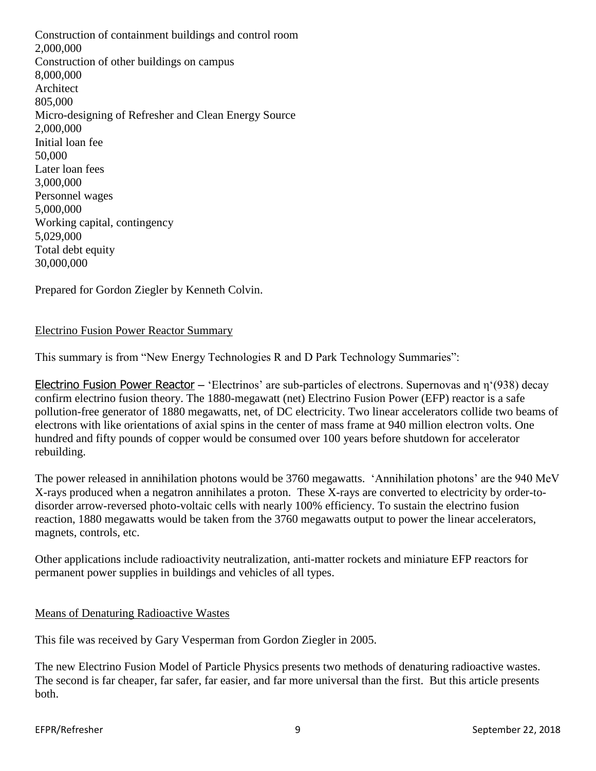Construction of containment buildings and control room
2,000,000
Construction of other buildings on campus
8,000,000
Architect
805,000
Micro-designing of Refresher and Clean Energy Source
2,000,000
Initial loan fee
50,000
Later loan fees
3,000,000
Personnel wages
5,000,000
Working capital, contingency
5,029,000
Total debt equity
30,000,000

Prepared for Gordon Ziegler by Kenneth Colvin.

## Electrino Fusion Power Reactor Summary

This summary is from "New Energy Technologies R and D Park Technology Summaries":

Electrino Fusion Power Reactor – 'Electrinos' are sub-particles of electrons. Supernovas and η'(938) decay confirm electrino fusion theory. The 1880-megawatt (net) Electrino Fusion Power (EFP) reactor is a safe pollution-free generator of 1880 megawatts, net, of DC electricity. Two linear accelerators collide two beams of electrons with like orientations of axial spins in the center of mass frame at 940 million electron volts. One hundred and fifty pounds of copper would be consumed over 100 years before shutdown for accelerator rebuilding.

The power released in annihilation photons would be 3760 megawatts. 'Annihilation photons' are the 940 MeV X-rays produced when a negatron annihilates a proton. These X-rays are converted to electricity by order-to-disorder arrow-reversed photo-voltaic cells with nearly 100% efficiency. To sustain the electrino fusion reaction, 1880 megawatts would be taken from the 3760 megawatts output to power the linear accelerators, magnets, controls, etc.

Other applications include radioactivity neutralization, anti-matter rockets and miniature EFP reactors for permanent power supplies in buildings and vehicles of all types.

## Means of Denaturing Radioactive Wastes

This file was received by Gary Vesperman from Gordon Ziegler in 2005.

The new Electrino Fusion Model of Particle Physics presents two methods of denaturing radioactive wastes. The second is far cheaper, far safer, far easier, and far more universal than the first. But this article presents both.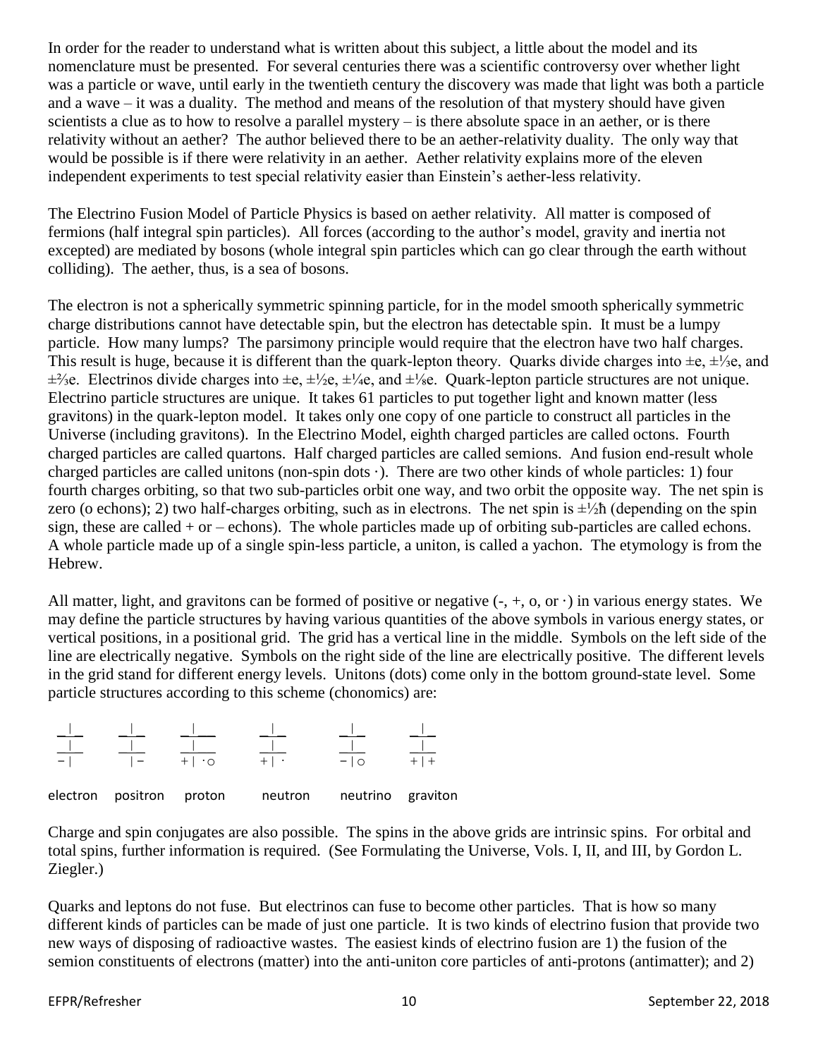In order for the reader to understand what is written about this subject, a little about the model and its nomenclature must be presented. For several centuries there was a scientific controversy over whether light was a particle or wave, until early in the twentieth century the discovery was made that light was both a particle and a wave – it was a duality. The method and means of the resolution of that mystery should have given scientists a clue as to how to resolve a parallel mystery – is there absolute space in an aether, or is there relativity without an aether? The author believed there to be an aether-relativity duality. The only way that would be possible is if there were relativity in an aether. Aether relativity explains more of the eleven independent experiments to test special relativity easier than Einstein's aether-less relativity.

The Electrino Fusion Model of Particle Physics is based on aether relativity. All matter is composed of fermions (half integral spin particles). All forces (according to the author's model, gravity and inertia not excepted) are mediated by bosons (whole integral spin particles which can go clear through the earth without colliding). The aether, thus, is a sea of bosons.

The electron is not a spherically symmetric spinning particle, for in the model smooth spherically symmetric charge distributions cannot have detectable spin, but the electron has detectable spin. It must be a lumpy particle. How many lumps? The parsimony principle would require that the electron have two half charges. This result is huge, because it is different than the quark-lepton theory. Quarks divide charges into $\pm e$, $\pm\frac{1}{3}e$, and $\pm\frac{2}{3}e$. Electrinos divide charges into $\pm e$, $\pm\frac{1}{2}e$, $\pm\frac{1}{4}e$, and $\pm\frac{1}{8}e$. Quark-lepton particle structures are not unique. Electrino particle structures are unique. It takes 61 particles to put together light and known matter (less gravitons) in the quark-lepton model. It takes only one copy of one particle to construct all particles in the Universe (including gravitons). In the Electrino Model, eighth charged particles are called octons. Fourth charged particles are called quartons. Half charged particles are called semions. And fusion end-result whole charged particles are called unitons (non-spin dots ·). There are two other kinds of whole particles: 1) four fourth charges orbiting, so that two sub-particles orbit one way, and two orbit the opposite way. The net spin is zero (o echons); 2) two half-charges orbiting, such as in electrons. The net spin is $\pm\frac{1}{2}\hbar$ (depending on the spin sign, these are called + or – echons). The whole particles made up of orbiting sub-particles are called echons. A whole particle made up of a single spin-less particle, a uniton, is called a yachon. The etymology is from the Hebrew.

All matter, light, and gravitons can be formed of positive or negative (-, +, o, or ·) in various energy states. We may define the particle structures by having various quantities of the above symbols in various energy states, or vertical positions, in a positional grid. The grid has a vertical line in the middle. Symbols on the left side of the line are electrically negative. Symbols on the right side of the line are electrically positive. The different levels in the grid stand for different energy levels. Unitons (dots) come only in the bottom ground-state level. Some particle structures according to this scheme (chonomics) are:

```
 _|_      _|_      _|___     _|_      _|_      _|_
 _|_      _|_      _|___     _|_      _|_      _|_
 − |       | −     + | ·o    + | ·    − | o    + | +

electron  positron  proton   neutron  neutrino  graviton
```

Charge and spin conjugates are also possible. The spins in the above grids are intrinsic spins. For orbital and total spins, further information is required. (See Formulating the Universe, Vols. I, II, and III, by Gordon L. Ziegler.)

Quarks and leptons do not fuse. But electrinos can fuse to become other particles. That is how so many different kinds of particles can be made of just one particle. It is two kinds of electrino fusion that provide two new ways of disposing of radioactive wastes. The easiest kinds of electrino fusion are 1) the fusion of the semion constituents of electrons (matter) into the anti-uniton core particles of anti-protons (antimatter); and 2)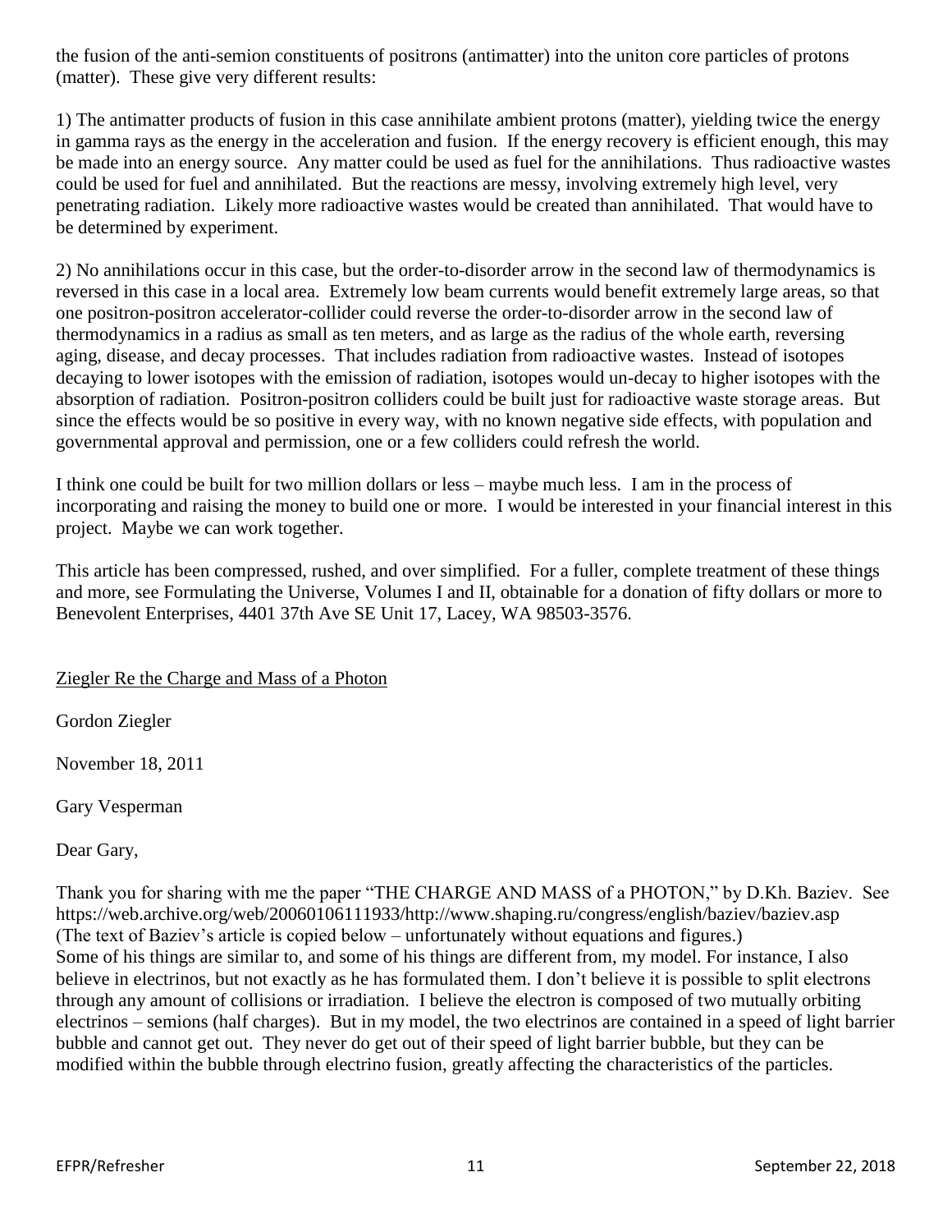the fusion of the anti-semion constituents of positrons (antimatter) into the uniton core particles of protons (matter). These give very different results:

1) The antimatter products of fusion in this case annihilate ambient protons (matter), yielding twice the energy in gamma rays as the energy in the acceleration and fusion. If the energy recovery is efficient enough, this may be made into an energy source. Any matter could be used as fuel for the annihilations. Thus radioactive wastes could be used for fuel and annihilated. But the reactions are messy, involving extremely high level, very penetrating radiation. Likely more radioactive wastes would be created than annihilated. That would have to be determined by experiment.

2) No annihilations occur in this case, but the order-to-disorder arrow in the second law of thermodynamics is reversed in this case in a local area. Extremely low beam currents would benefit extremely large areas, so that one positron-positron accelerator-collider could reverse the order-to-disorder arrow in the second law of thermodynamics in a radius as small as ten meters, and as large as the radius of the whole earth, reversing aging, disease, and decay processes. That includes radiation from radioactive wastes. Instead of isotopes decaying to lower isotopes with the emission of radiation, isotopes would un-decay to higher isotopes with the absorption of radiation. Positron-positron colliders could be built just for radioactive waste storage areas. But since the effects would be so positive in every way, with no known negative side effects, with population and governmental approval and permission, one or a few colliders could refresh the world.

I think one could be built for two million dollars or less – maybe much less. I am in the process of incorporating and raising the money to build one or more. I would be interested in your financial interest in this project. Maybe we can work together.

This article has been compressed, rushed, and over simplified. For a fuller, complete treatment of these things and more, see Formulating the Universe, Volumes I and II, obtainable for a donation of fifty dollars or more to Benevolent Enterprises, 4401 37th Ave SE Unit 17, Lacey, WA 98503-3576.

## Ziegler Re the Charge and Mass of a Photon

Gordon Ziegler

November 18, 2011

Gary Vesperman

Dear Gary,

Thank you for sharing with me the paper "THE CHARGE AND MASS of a PHOTON," by D.Kh. Baziev. See https://web.archive.org/web/20060106111933/http://www.shaping.ru/congress/english/baziev/baziev.asp (The text of Baziev's article is copied below – unfortunately without equations and figures.)
Some of his things are similar to, and some of his things are different from, my model. For instance, I also believe in electrinos, but not exactly as he has formulated them. I don't believe it is possible to split electrons through any amount of collisions or irradiation. I believe the electron is composed of two mutually orbiting electrinos – semions (half charges). But in my model, the two electrinos are contained in a speed of light barrier bubble and cannot get out. They never do get out of their speed of light barrier bubble, but they can be modified within the bubble through electrino fusion, greatly affecting the characteristics of the particles.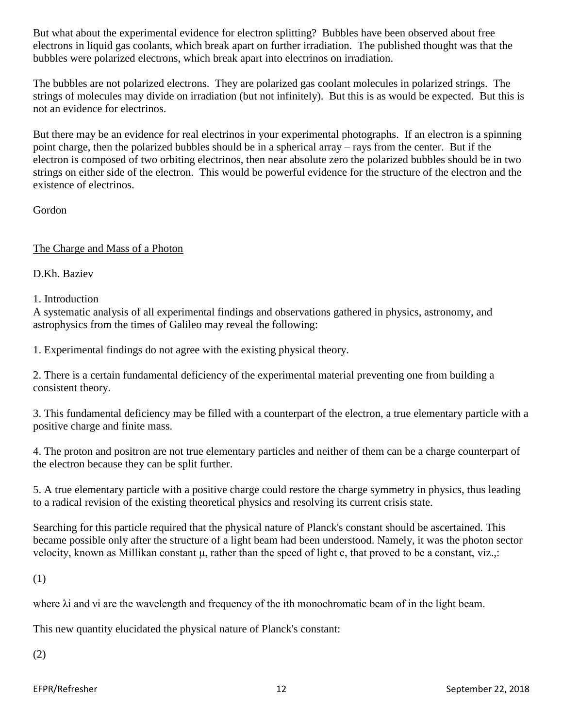But what about the experimental evidence for electron splitting? Bubbles have been observed about free electrons in liquid gas coolants, which break apart on further irradiation. The published thought was that the bubbles were polarized electrons, which break apart into electrinos on irradiation.

The bubbles are not polarized electrons. They are polarized gas coolant molecules in polarized strings. The strings of molecules may divide on irradiation (but not infinitely). But this is as would be expected. But this is not an evidence for electrinos.

But there may be an evidence for real electrinos in your experimental photographs. If an electron is a spinning point charge, then the polarized bubbles should be in a spherical array – rays from the center. But if the electron is composed of two orbiting electrinos, then near absolute zero the polarized bubbles should be in two strings on either side of the electron. This would be powerful evidence for the structure of the electron and the existence of electrinos.

Gordon

## The Charge and Mass of a Photon

D.Kh. Baziev

1. Introduction

A systematic analysis of all experimental findings and observations gathered in physics, astronomy, and astrophysics from the times of Galileo may reveal the following:

1. Experimental findings do not agree with the existing physical theory.

2. There is a certain fundamental deficiency of the experimental material preventing one from building a consistent theory.

3. This fundamental deficiency may be filled with a counterpart of the electron, a true elementary particle with a positive charge and finite mass.

4. The proton and positron are not true elementary particles and neither of them can be a charge counterpart of the electron because they can be split further.

5. A true elementary particle with a positive charge could restore the charge symmetry in physics, thus leading to a radical revision of the existing theoretical physics and resolving its current crisis state.

Searching for this particle required that the physical nature of Planck's constant should be ascertained. This became possible only after the structure of a light beam had been understood. Namely, it was the photon sector velocity, known as Millikan constant μ, rather than the speed of light c, that proved to be a constant, viz.,:

(1)

where $\lambda_i$ and $\nu_i$ are the wavelength and frequency of the ith monochromatic beam of in the light beam.

This new quantity elucidated the physical nature of Planck's constant:

(2)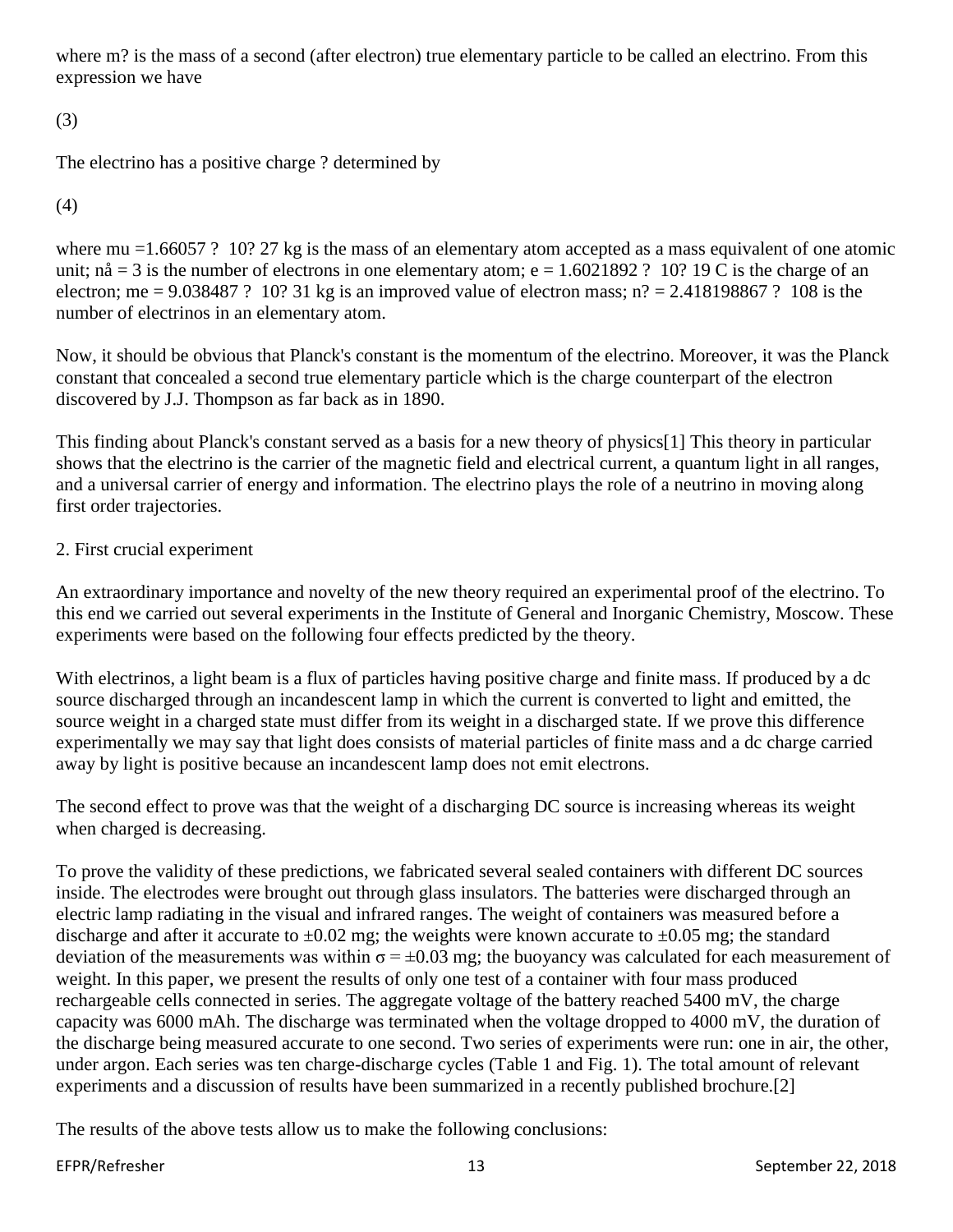where m? is the mass of a second (after electron) true elementary particle to be called an electrino. From this expression we have

(3)

The electrino has a positive charge ? determined by

(4)

where mu =1.66057 ? 10? 27 kg is the mass of an elementary atom accepted as a mass equivalent of one atomic unit; nå = 3 is the number of electrons in one elementary atom; e = 1.6021892 ? 10? 19 C is the charge of an electron; me = 9.038487 ? 10? 31 kg is an improved value of electron mass; n? = 2.418198867 ? 108 is the number of electrinos in an elementary atom.

Now, it should be obvious that Planck's constant is the momentum of the electrino. Moreover, it was the Planck constant that concealed a second true elementary particle which is the charge counterpart of the electron discovered by J.J. Thompson as far back as in 1890.

This finding about Planck's constant served as a basis for a new theory of physics[1] This theory in particular shows that the electrino is the carrier of the magnetic field and electrical current, a quantum light in all ranges, and a universal carrier of energy and information. The electrino plays the role of a neutrino in moving along first order trajectories.

## 2. First crucial experiment

An extraordinary importance and novelty of the new theory required an experimental proof of the electrino. To this end we carried out several experiments in the Institute of General and Inorganic Chemistry, Moscow. These experiments were based on the following four effects predicted by the theory.

With electrinos, a light beam is a flux of particles having positive charge and finite mass. If produced by a dc source discharged through an incandescent lamp in which the current is converted to light and emitted, the source weight in a charged state must differ from its weight in a discharged state. If we prove this difference experimentally we may say that light does consists of material particles of finite mass and a dc charge carried away by light is positive because an incandescent lamp does not emit electrons.

The second effect to prove was that the weight of a discharging DC source is increasing whereas its weight when charged is decreasing.

To prove the validity of these predictions, we fabricated several sealed containers with different DC sources inside. The electrodes were brought out through glass insulators. The batteries were discharged through an electric lamp radiating in the visual and infrared ranges. The weight of containers was measured before a discharge and after it accurate to ±0.02 mg; the weights were known accurate to ±0.05 mg; the standard deviation of the measurements was within $\sigma = \pm 0.03$ mg; the buoyancy was calculated for each measurement of weight. In this paper, we present the results of only one test of a container with four mass produced rechargeable cells connected in series. The aggregate voltage of the battery reached 5400 mV, the charge capacity was 6000 mAh. The discharge was terminated when the voltage dropped to 4000 mV, the duration of the discharge being measured accurate to one second. Two series of experiments were run: one in air, the other, under argon. Each series was ten charge-discharge cycles (Table 1 and Fig. 1). The total amount of relevant experiments and a discussion of results have been summarized in a recently published brochure.[2]

The results of the above tests allow us to make the following conclusions: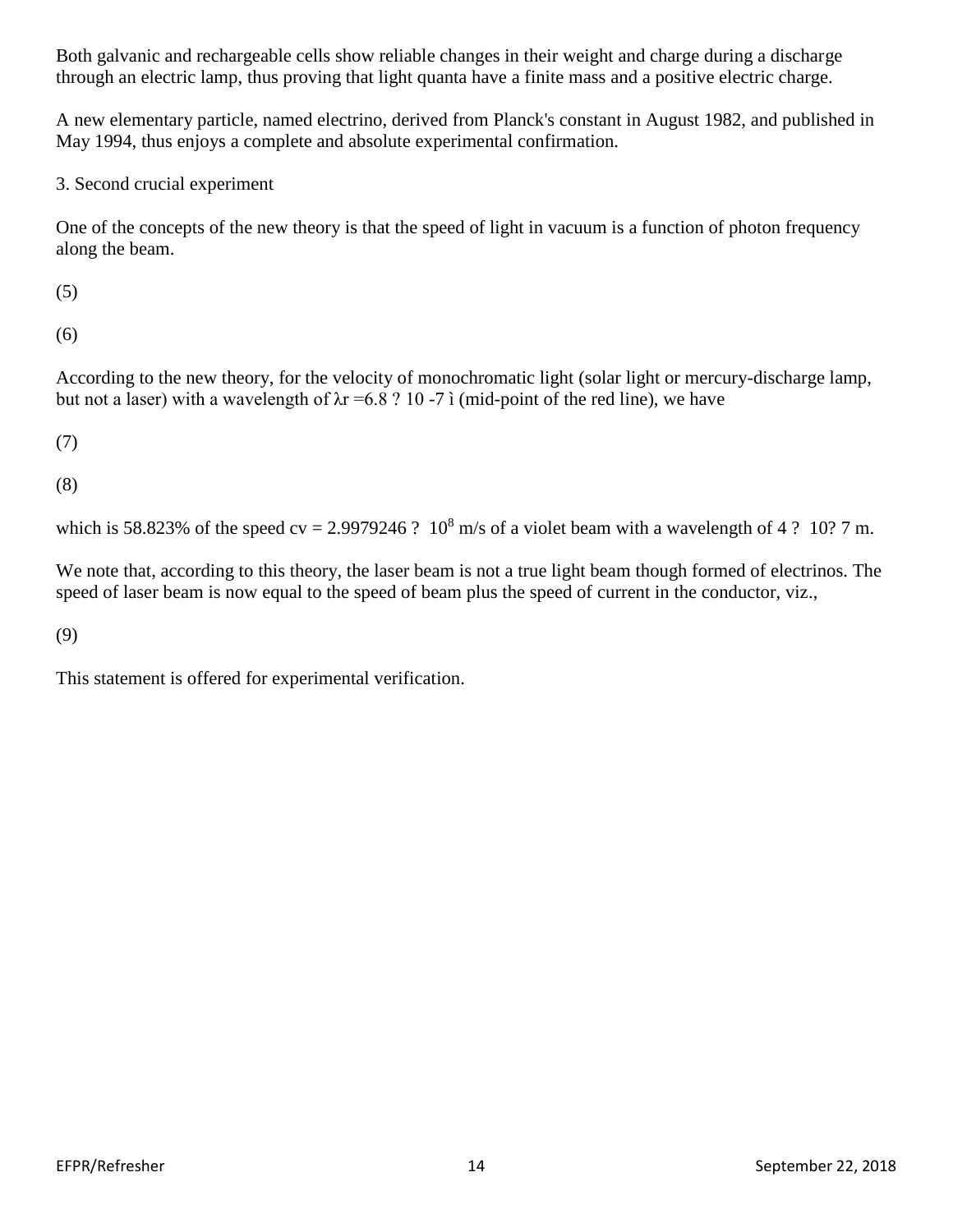Both galvanic and rechargeable cells show reliable changes in their weight and charge during a discharge through an electric lamp, thus proving that light quanta have a finite mass and a positive electric charge.

A new elementary particle, named electrino, derived from Planck's constant in August 1982, and published in May 1994, thus enjoys a complete and absolute experimental confirmation.

3. Second crucial experiment

One of the concepts of the new theory is that the speed of light in vacuum is a function of photon frequency along the beam.

(5)

(6)

According to the new theory, for the velocity of monochromatic light (solar light or mercury-discharge lamp, but not a laser) with a wavelength of $\lambda r = 6.8 ? 10^{-7}$ ì (mid-point of the red line), we have

(7)

(8)

which is 58.823% of the speed $cv = 2.9979246 ?\ 10^8$ m/s of a violet beam with a wavelength of 4 ?  10? 7 m.

We note that, according to this theory, the laser beam is not a true light beam though formed of electrinos. The speed of laser beam is now equal to the speed of beam plus the speed of current in the conductor, viz.,

(9)

This statement is offered for experimental verification.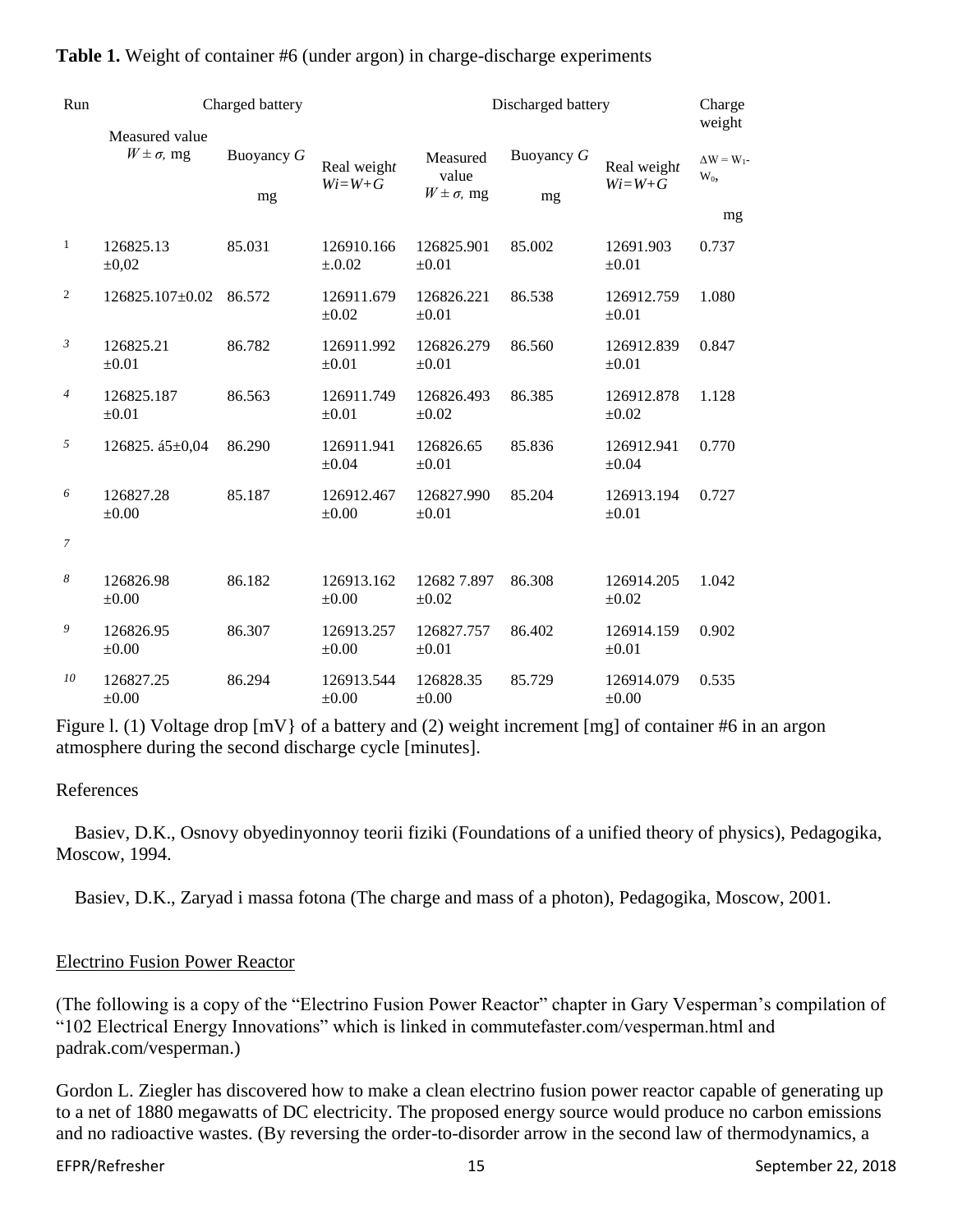**Table 1.** Weight of container #6 (under argon) in charge-discharge experiments

| Run | Charged battery | | | Discharged battery | | | Charge weight |
|---|---|---|---|---|---|---|---|
| | Measured value $W \pm \sigma$, mg | Buoyancy $G$ mg | Real weight $Wi=W+G$ | Measured value $W \pm \sigma$, mg | Buoyancy $G$ mg | Real weight $Wi=W+G$ | $\Delta W = W_1 - W_0$, mg |
| 1 | 126825.13 ±0,02 | 85.031 | 126910.166 ±.0.02 | 126825.901 ±0.01 | 85.002 | 12691.903 ±0.01 | 0.737 |
| 2 | 126825.107±0.02 | 86.572 | 126911.679 ±0.02 | 126826.221 ±0.01 | 86.538 | 126912.759 ±0.01 | 1.080 |
| 3 | 126825.21 ±0.01 | 86.782 | 126911.992 ±0.01 | 126826.279 ±0.01 | 86.560 | 126912.839 ±0.01 | 0.847 |
| 4 | 126825.187 ±0.01 | 86.563 | 126911.749 ±0.01 | 126826.493 ±0.02 | 86.385 | 126912.878 ±0.02 | 1.128 |
| 5 | 126825. á5±0,04 | 86.290 | 126911.941 ±0.04 | 126826.65 ±0.01 | 85.836 | 126912.941 ±0.04 | 0.770 |
| 6 | 126827.28 ±0.00 | 85.187 | 126912.467 ±0.00 | 126827.990 ±0.01 | 85.204 | 126913.194 ±0.01 | 0.727 |
| 7 | | | | | | | |
| 8 | 126826.98 ±0.00 | 86.182 | 126913.162 ±0.00 | 12682 7.897 ±0.02 | 86.308 | 126914.205 ±0.02 | 1.042 |
| 9 | 126826.95 ±0.00 | 86.307 | 126913.257 ±0.00 | 126827.757 ±0.01 | 86.402 | 126914.159 ±0.01 | 0.902 |
| 10 | 126827.25 ±0.00 | 86.294 | 126913.544 ±0.00 | 126828.35 ±0.00 | 85.729 | 126914.079 ±0.00 | 0.535 |

Figure l. (1) Voltage drop [mV} of a battery and (2) weight increment [mg] of container #6 in an argon atmosphere during the second discharge cycle [minutes].

References

Basiev, D.K., Osnovy obyedinyonnoy teorii fiziki (Foundations of a unified theory of physics), Pedagogika, Moscow, 1994.

Basiev, D.K., Zaryad i massa fotona (The charge and mass of a photon), Pedagogika, Moscow, 2001.

## Electrino Fusion Power Reactor

(The following is a copy of the "Electrino Fusion Power Reactor" chapter in Gary Vesperman's compilation of "102 Electrical Energy Innovations" which is linked in commutefaster.com/vesperman.html and padrak.com/vesperman.)

Gordon L. Ziegler has discovered how to make a clean electrino fusion power reactor capable of generating up to a net of 1880 megawatts of DC electricity. The proposed energy source would produce no carbon emissions and no radioactive wastes. (By reversing the order-to-disorder arrow in the second law of thermodynamics, a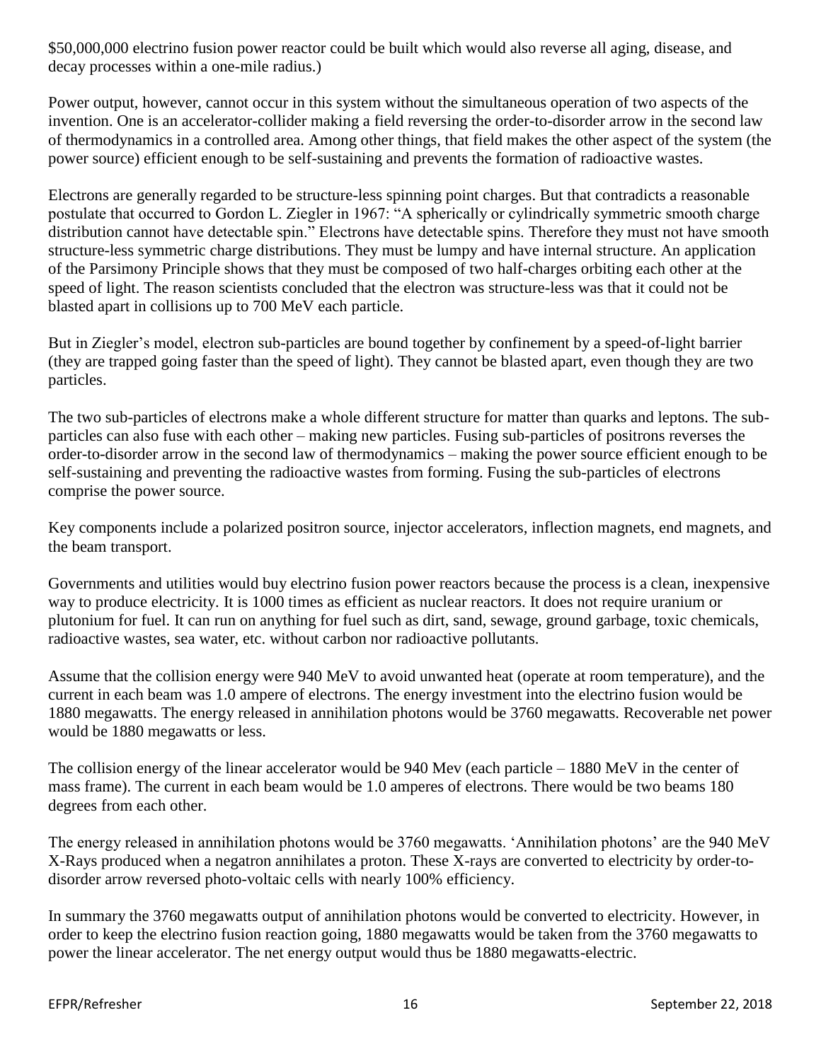$50,000,000 electrino fusion power reactor could be built which would also reverse all aging, disease, and decay processes within a one-mile radius.)

Power output, however, cannot occur in this system without the simultaneous operation of two aspects of the invention. One is an accelerator-collider making a field reversing the order-to-disorder arrow in the second law of thermodynamics in a controlled area. Among other things, that field makes the other aspect of the system (the power source) efficient enough to be self-sustaining and prevents the formation of radioactive wastes.

Electrons are generally regarded to be structure-less spinning point charges. But that contradicts a reasonable postulate that occurred to Gordon L. Ziegler in 1967: "A spherically or cylindrically symmetric smooth charge distribution cannot have detectable spin." Electrons have detectable spins. Therefore they must not have smooth structure-less symmetric charge distributions. They must be lumpy and have internal structure. An application of the Parsimony Principle shows that they must be composed of two half-charges orbiting each other at the speed of light. The reason scientists concluded that the electron was structure-less was that it could not be blasted apart in collisions up to 700 MeV each particle.

But in Ziegler's model, electron sub-particles are bound together by confinement by a speed-of-light barrier (they are trapped going faster than the speed of light). They cannot be blasted apart, even though they are two particles.

The two sub-particles of electrons make a whole different structure for matter than quarks and leptons. The sub-particles can also fuse with each other – making new particles. Fusing sub-particles of positrons reverses the order-to-disorder arrow in the second law of thermodynamics – making the power source efficient enough to be self-sustaining and preventing the radioactive wastes from forming. Fusing the sub-particles of electrons comprise the power source.

Key components include a polarized positron source, injector accelerators, inflection magnets, end magnets, and the beam transport.

Governments and utilities would buy electrino fusion power reactors because the process is a clean, inexpensive way to produce electricity. It is 1000 times as efficient as nuclear reactors. It does not require uranium or plutonium for fuel. It can run on anything for fuel such as dirt, sand, sewage, ground garbage, toxic chemicals, radioactive wastes, sea water, etc. without carbon nor radioactive pollutants.

Assume that the collision energy were 940 MeV to avoid unwanted heat (operate at room temperature), and the current in each beam was 1.0 ampere of electrons. The energy investment into the electrino fusion would be 1880 megawatts. The energy released in annihilation photons would be 3760 megawatts. Recoverable net power would be 1880 megawatts or less.

The collision energy of the linear accelerator would be 940 Mev (each particle – 1880 MeV in the center of mass frame). The current in each beam would be 1.0 amperes of electrons. There would be two beams 180 degrees from each other.

The energy released in annihilation photons would be 3760 megawatts. 'Annihilation photons' are the 940 MeV X-Rays produced when a negatron annihilates a proton. These X-rays are converted to electricity by order-to-disorder arrow reversed photo-voltaic cells with nearly 100% efficiency.

In summary the 3760 megawatts output of annihilation photons would be converted to electricity. However, in order to keep the electrino fusion reaction going, 1880 megawatts would be taken from the 3760 megawatts to power the linear accelerator. The net energy output would thus be 1880 megawatts-electric.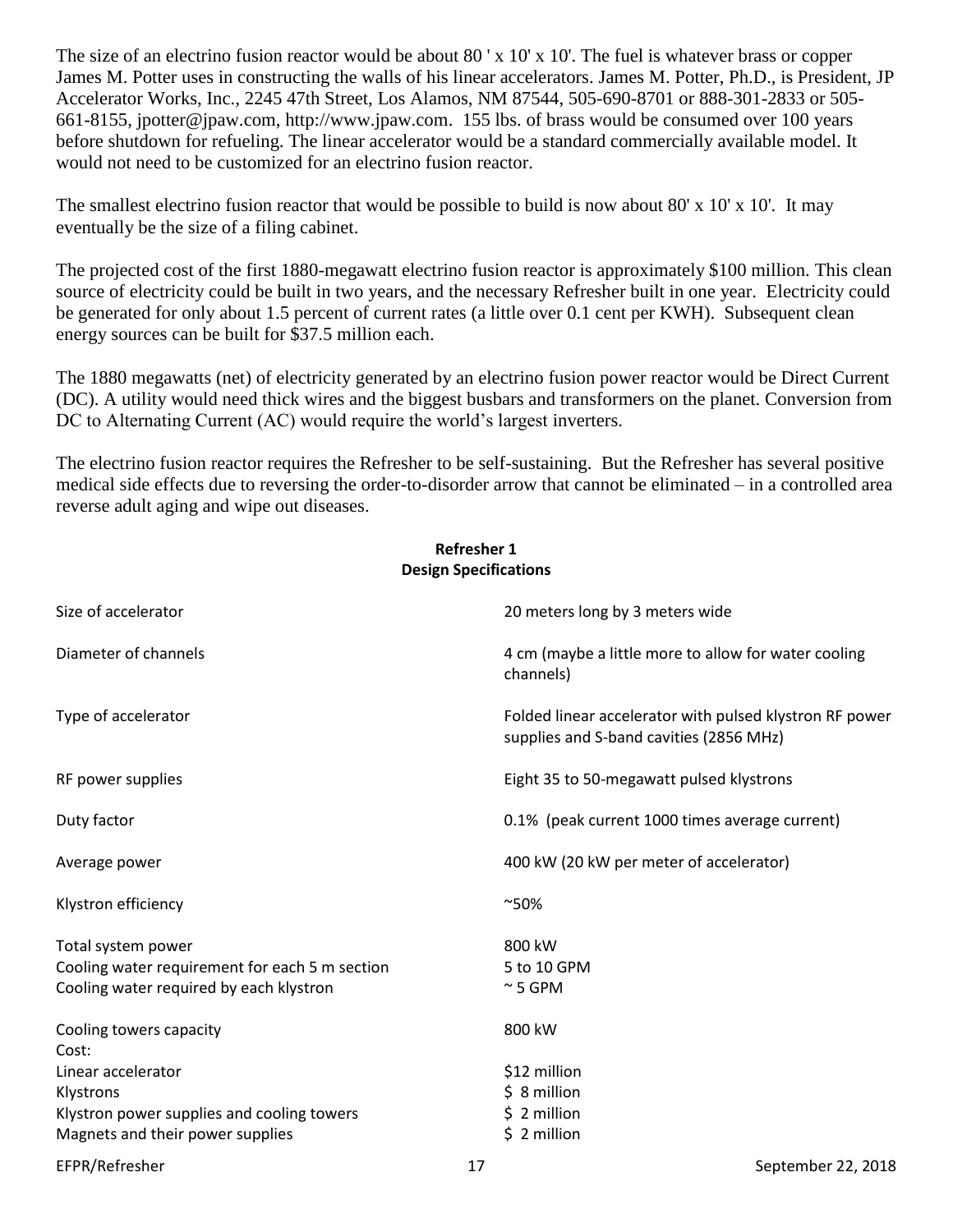The size of an electrino fusion reactor would be about 80 ' x 10' x 10'. The fuel is whatever brass or copper James M. Potter uses in constructing the walls of his linear accelerators. James M. Potter, Ph.D., is President, JP Accelerator Works, Inc., 2245 47th Street, Los Alamos, NM 87544, 505-690-8701 or 888-301-2833 or 505-661-8155, jpotter@jpaw.com, http://www.jpaw.com. 155 lbs. of brass would be consumed over 100 years before shutdown for refueling. The linear accelerator would be a standard commercially available model. It would not need to be customized for an electrino fusion reactor.

The smallest electrino fusion reactor that would be possible to build is now about 80' x 10' x 10'. It may eventually be the size of a filing cabinet.

The projected cost of the first 1880-megawatt electrino fusion reactor is approximately $100 million. This clean source of electricity could be built in two years, and the necessary Refresher built in one year. Electricity could be generated for only about 1.5 percent of current rates (a little over 0.1 cent per KWH). Subsequent clean energy sources can be built for $37.5 million each.

The 1880 megawatts (net) of electricity generated by an electrino fusion power reactor would be Direct Current (DC). A utility would need thick wires and the biggest busbars and transformers on the planet. Conversion from DC to Alternating Current (AC) would require the world's largest inverters.

The electrino fusion reactor requires the Refresher to be self-sustaining. But the Refresher has several positive medical side effects due to reversing the order-to-disorder arrow that cannot be eliminated – in a controlled area reverse adult aging and wipe out diseases.

**Refresher 1**
**Design Specifications**

| | |
|---|---|
| Size of accelerator | 20 meters long by 3 meters wide |
| Diameter of channels | 4 cm (maybe a little more to allow for water cooling channels) |
| Type of accelerator | Folded linear accelerator with pulsed klystron RF power supplies and S-band cavities (2856 MHz) |
| RF power supplies | Eight 35 to 50-megawatt pulsed klystrons |
| Duty factor | 0.1% (peak current 1000 times average current) |
| Average power | 400 kW (20 kW per meter of accelerator) |
| Klystron efficiency | ~50% |
| Total system power | 800 kW |
| Cooling water requirement for each 5 m section | 5 to 10 GPM |
| Cooling water required by each klystron | ~ 5 GPM |
| Cooling towers capacity | 800 kW |
| Cost: | |
| Linear accelerator | $12 million |
| Klystrons | $ 8 million |
| Klystron power supplies and cooling towers | $ 2 million |
| Magnets and their power supplies | $ 2 million |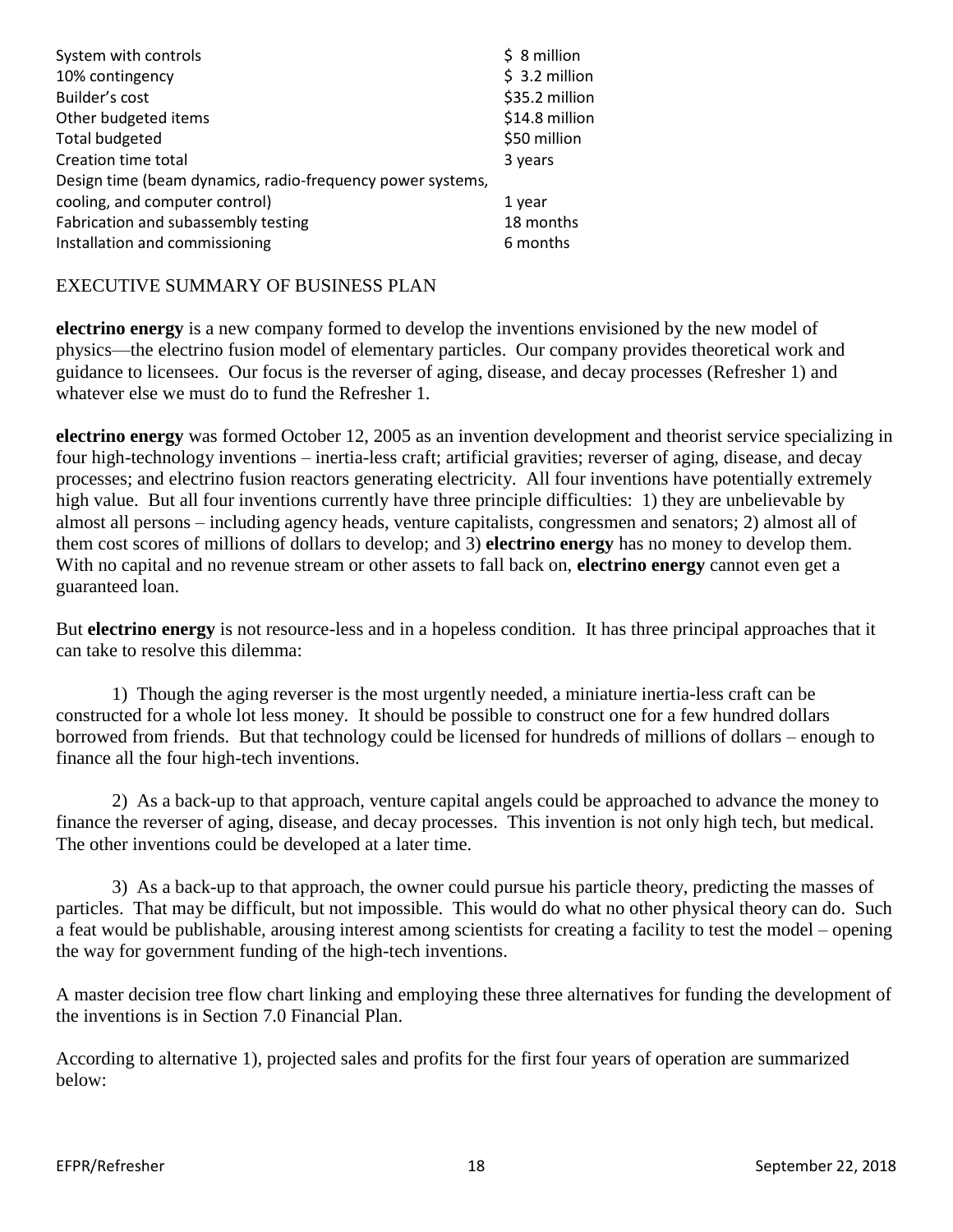| | |
|---|---|
| System with controls | \$ 8 million |
| 10% contingency | \$ 3.2 million |
| Builder's cost | \$35.2 million |
| Other budgeted items | \$14.8 million |
| Total budgeted | \$50 million |
| Creation time total | 3 years |
| Design time (beam dynamics, radio-frequency power systems, cooling, and computer control) | 1 year |
| Fabrication and subassembly testing | 18 months |
| Installation and commissioning | 6 months |

## EXECUTIVE SUMMARY OF BUSINESS PLAN

**electrino energy** is a new company formed to develop the inventions envisioned by the new model of physics—the electrino fusion model of elementary particles. Our company provides theoretical work and guidance to licensees. Our focus is the reverser of aging, disease, and decay processes (Refresher 1) and whatever else we must do to fund the Refresher 1.

**electrino energy** was formed October 12, 2005 as an invention development and theorist service specializing in four high-technology inventions – inertia-less craft; artificial gravities; reverser of aging, disease, and decay processes; and electrino fusion reactors generating electricity. All four inventions have potentially extremely high value. But all four inventions currently have three principle difficulties: 1) they are unbelievable by almost all persons – including agency heads, venture capitalists, congressmen and senators; 2) almost all of them cost scores of millions of dollars to develop; and 3) **electrino energy** has no money to develop them. With no capital and no revenue stream or other assets to fall back on, **electrino energy** cannot even get a guaranteed loan.

But **electrino energy** is not resource-less and in a hopeless condition. It has three principal approaches that it can take to resolve this dilemma:

1) Though the aging reverser is the most urgently needed, a miniature inertia-less craft can be constructed for a whole lot less money. It should be possible to construct one for a few hundred dollars borrowed from friends. But that technology could be licensed for hundreds of millions of dollars – enough to finance all the four high-tech inventions.

2) As a back-up to that approach, venture capital angels could be approached to advance the money to finance the reverser of aging, disease, and decay processes. This invention is not only high tech, but medical. The other inventions could be developed at a later time.

3) As a back-up to that approach, the owner could pursue his particle theory, predicting the masses of particles. That may be difficult, but not impossible. This would do what no other physical theory can do. Such a feat would be publishable, arousing interest among scientists for creating a facility to test the model – opening the way for government funding of the high-tech inventions.

A master decision tree flow chart linking and employing these three alternatives for funding the development of the inventions is in Section 7.0 Financial Plan.

According to alternative 1), projected sales and profits for the first four years of operation are summarized below: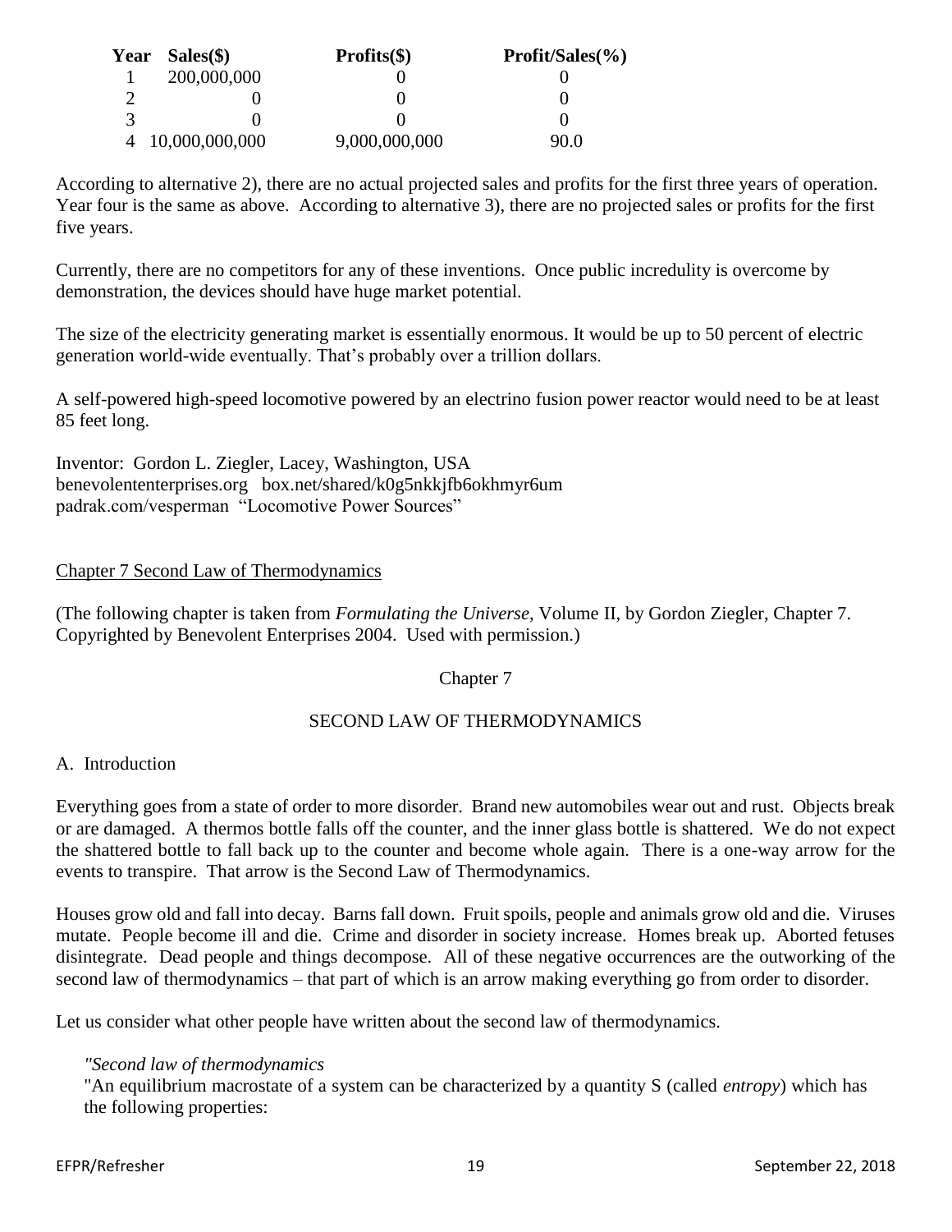| Year | Sales($) | Profits($) | Profit/Sales(%) |
|---|---|---|---|
| 1 | 200,000,000 | 0 | 0 |
| 2 | 0 | 0 | 0 |
| 3 | 0 | 0 | 0 |
| 4 | 10,000,000,000 | 9,000,000,000 | 90.0 |

According to alternative 2), there are no actual projected sales and profits for the first three years of operation. Year four is the same as above. According to alternative 3), there are no projected sales or profits for the first five years.

Currently, there are no competitors for any of these inventions. Once public incredulity is overcome by demonstration, the devices should have huge market potential.

The size of the electricity generating market is essentially enormous. It would be up to 50 percent of electric generation world-wide eventually. That's probably over a trillion dollars.

A self-powered high-speed locomotive powered by an electrino fusion power reactor would need to be at least 85 feet long.

Inventor: Gordon L. Ziegler, Lacey, Washington, USA
benevolententerprises.org box.net/shared/k0g5nkkjfb6okhmyr6um
padrak.com/vesperman "Locomotive Power Sources"

Chapter 7 Second Law of Thermodynamics

(The following chapter is taken from *Formulating the Universe*, Volume II, by Gordon Ziegler, Chapter 7. Copyrighted by Benevolent Enterprises 2004. Used with permission.)

Chapter 7

## SECOND LAW OF THERMODYNAMICS

### A. Introduction

Everything goes from a state of order to more disorder. Brand new automobiles wear out and rust. Objects break or are damaged. A thermos bottle falls off the counter, and the inner glass bottle is shattered. We do not expect the shattered bottle to fall back up to the counter and become whole again. There is a one-way arrow for the events to transpire. That arrow is the Second Law of Thermodynamics.

Houses grow old and fall into decay. Barns fall down. Fruit spoils, people and animals grow old and die. Viruses mutate. People become ill and die. Crime and disorder in society increase. Homes break up. Aborted fetuses disintegrate. Dead people and things decompose. All of these negative occurrences are the outworking of the second law of thermodynamics – that part of which is an arrow making everything go from order to disorder.

Let us consider what other people have written about the second law of thermodynamics.

> *"Second law of thermodynamics*
> "An equilibrium macrostate of a system can be characterized by a quantity S (called *entropy*) which has the following properties: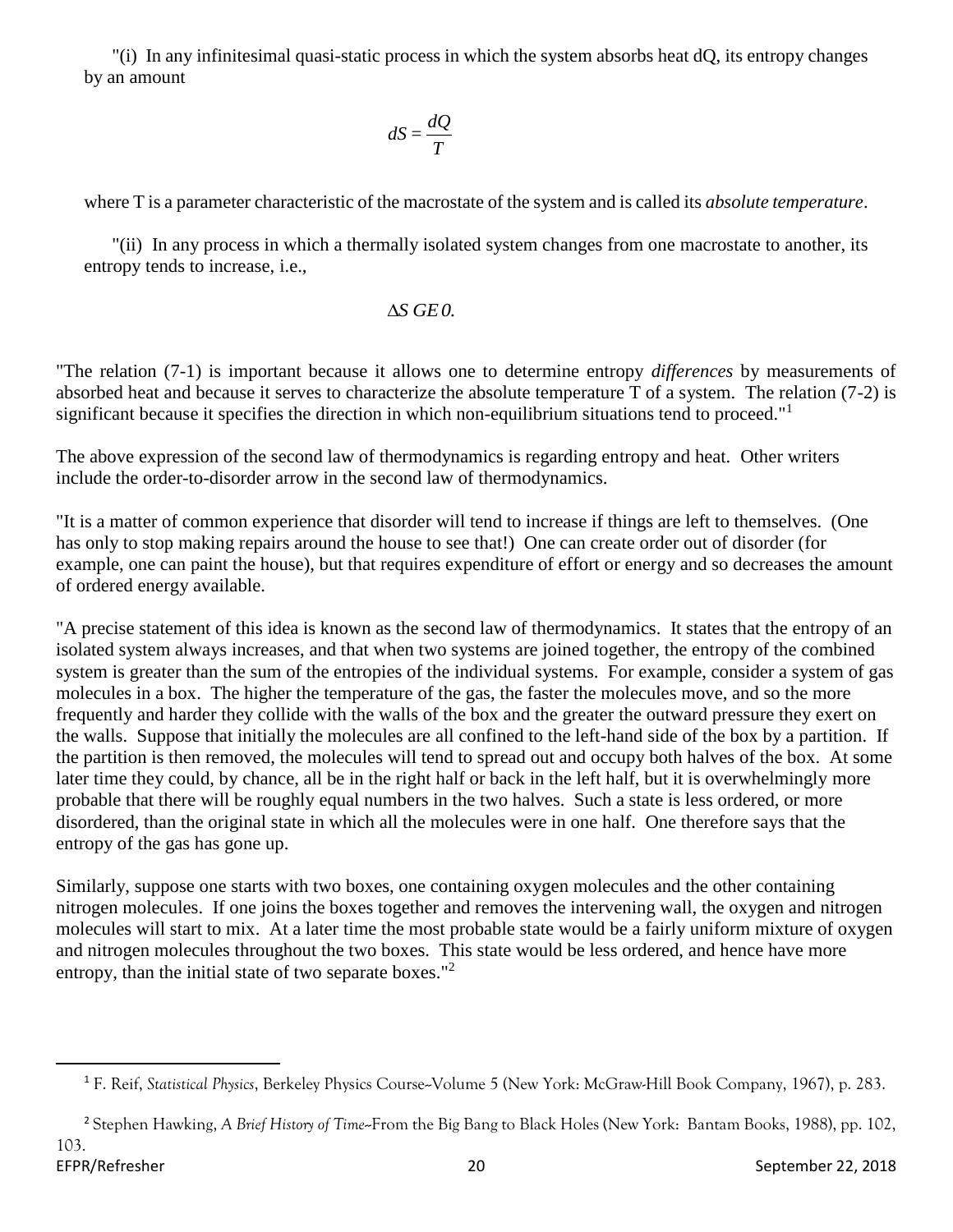"(i) In any infinitesimal quasi-static process in which the system absorbs heat dQ, its entropy changes by an amount

$$dS = \frac{dQ}{T}$$

where T is a parameter characteristic of the macrostate of the system and is called its *absolute temperature*.

"(ii) In any process in which a thermally isolated system changes from one macrostate to another, its entropy tends to increase, i.e.,

$$\Delta S \; GE \; 0.$$

"The relation (7-1) is important because it allows one to determine entropy *differences* by measurements of absorbed heat and because it serves to characterize the absolute temperature T of a system. The relation (7-2) is significant because it specifies the direction in which non-equilibrium situations tend to proceed."[1]

The above expression of the second law of thermodynamics is regarding entropy and heat. Other writers include the order-to-disorder arrow in the second law of thermodynamics.

"It is a matter of common experience that disorder will tend to increase if things are left to themselves. (One has only to stop making repairs around the house to see that!) One can create order out of disorder (for example, one can paint the house), but that requires expenditure of effort or energy and so decreases the amount of ordered energy available.

"A precise statement of this idea is known as the second law of thermodynamics. It states that the entropy of an isolated system always increases, and that when two systems are joined together, the entropy of the combined system is greater than the sum of the entropies of the individual systems. For example, consider a system of gas molecules in a box. The higher the temperature of the gas, the faster the molecules move, and so the more frequently and harder they collide with the walls of the box and the greater the outward pressure they exert on the walls. Suppose that initially the molecules are all confined to the left-hand side of the box by a partition. If the partition is then removed, the molecules will tend to spread out and occupy both halves of the box. At some later time they could, by chance, all be in the right half or back in the left half, but it is overwhelmingly more probable that there will be roughly equal numbers in the two halves. Such a state is less ordered, or more disordered, than the original state in which all the molecules were in one half. One therefore says that the entropy of the gas has gone up.

Similarly, suppose one starts with two boxes, one containing oxygen molecules and the other containing nitrogen molecules. If one joins the boxes together and removes the intervening wall, the oxygen and nitrogen molecules will start to mix. At a later time the most probable state would be a fairly uniform mixture of oxygen and nitrogen molecules throughout the two boxes. This state would be less ordered, and hence have more entropy, than the initial state of two separate boxes."[2]

---

[1] F. Reif, *Statistical Physics*, Berkeley Physics Course–Volume 5 (New York: McGraw-Hill Book Company, 1967), p. 283.

[2] Stephen Hawking, *A Brief History of Time*–From the Big Bang to Black Holes (New York: Bantam Books, 1988), pp. 102, 103.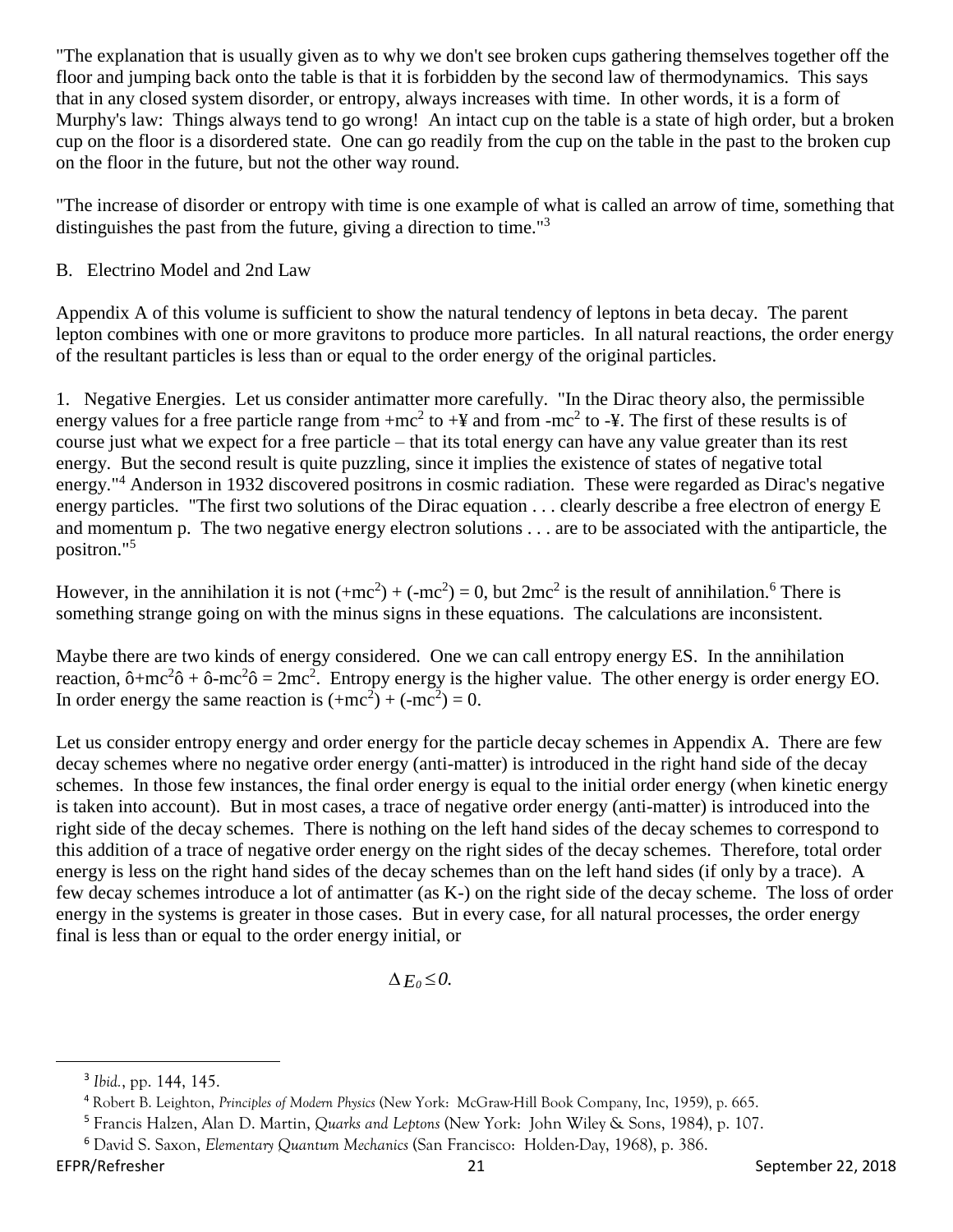"The explanation that is usually given as to why we don't see broken cups gathering themselves together off the floor and jumping back onto the table is that it is forbidden by the second law of thermodynamics. This says that in any closed system disorder, or entropy, always increases with time. In other words, it is a form of Murphy's law: Things always tend to go wrong! An intact cup on the table is a state of high order, but a broken cup on the floor is a disordered state. One can go readily from the cup on the table in the past to the broken cup on the floor in the future, but not the other way round.

"The increase of disorder or entropy with time is one example of what is called an arrow of time, something that distinguishes the past from the future, giving a direction to time."[3]

B. Electrino Model and 2nd Law

Appendix A of this volume is sufficient to show the natural tendency of leptons in beta decay. The parent lepton combines with one or more gravitons to produce more particles. In all natural reactions, the order energy of the resultant particles is less than or equal to the order energy of the original particles.

1. Negative Energies. Let us consider antimatter more carefully. "In the Dirac theory also, the permissible energy values for a free particle range from $+mc^2$ to $+\infty$ and from $-mc^2$ to $-\infty$. The first of these results is of course just what we expect for a free particle – that its total energy can have any value greater than its rest energy. But the second result is quite puzzling, since it implies the existence of states of negative total energy."[4] Anderson in 1932 discovered positrons in cosmic radiation. These were regarded as Dirac's negative energy particles. "The first two solutions of the Dirac equation . . . clearly describe a free electron of energy E and momentum p. The two negative energy electron solutions . . . are to be associated with the antiparticle, the positron."[5]

However, in the annihilation it is not $(+mc^2) + (-mc^2) = 0$, but $2mc^2$ is the result of annihilation.[6] There is something strange going on with the minus signs in these equations. The calculations are inconsistent.

Maybe there are two kinds of energy considered. One we can call entropy energy ES. In the annihilation reaction, $|+mc^2| + |-mc^2| = 2mc^2$. Entropy energy is the higher value. The other energy is order energy EO. In order energy the same reaction is $(+mc^2) + (-mc^2) = 0$.

Let us consider entropy energy and order energy for the particle decay schemes in Appendix A. There are few decay schemes where no negative order energy (anti-matter) is introduced in the right hand side of the decay schemes. In those few instances, the final order energy is equal to the initial order energy (when kinetic energy is taken into account). But in most cases, a trace of negative order energy (anti-matter) is introduced into the right side of the decay schemes. There is nothing on the left hand sides of the decay schemes to correspond to this addition of a trace of negative order energy on the right sides of the decay schemes. Therefore, total order energy is less on the right hand sides of the decay schemes than on the left hand sides (if only by a trace). A few decay schemes introduce a lot of antimatter (as K-) on the right side of the decay scheme. The loss of order energy in the systems is greater in those cases. But in every case, for all natural processes, the order energy final is less than or equal to the order energy initial, or

$$\Delta E_0 \leq 0.$$

---

[3] *Ibid.*, pp. 144, 145.

[4] Robert B. Leighton, *Principles of Modern Physics* (New York: McGraw-Hill Book Company, Inc, 1959), p. 665.

[5] Francis Halzen, Alan D. Martin, *Quarks and Leptons* (New York: John Wiley & Sons, 1984), p. 107.

[6] David S. Saxon, *Elementary Quantum Mechanics* (San Francisco: Holden-Day, 1968), p. 386.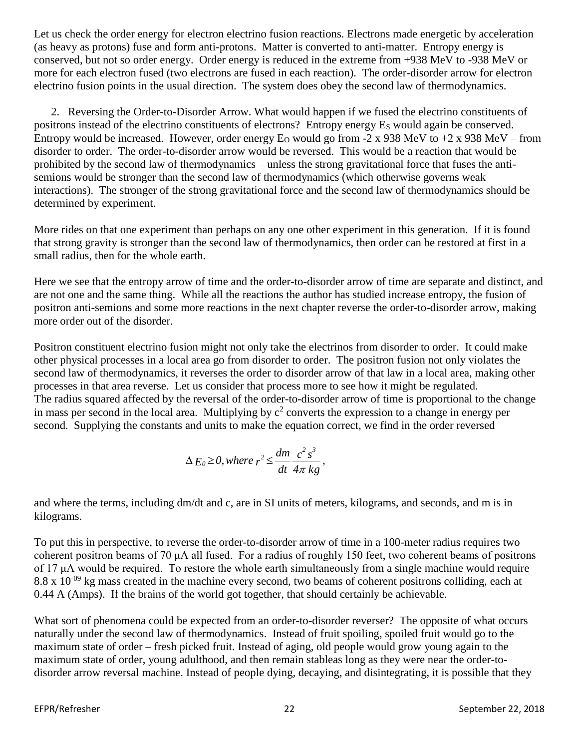Let us check the order energy for electron electrino fusion reactions. Electrons made energetic by acceleration (as heavy as protons) fuse and form anti-protons. Matter is converted to anti-matter. Entropy energy is conserved, but not so order energy. Order energy is reduced in the extreme from +938 MeV to -938 MeV or more for each electron fused (two electrons are fused in each reaction). The order-disorder arrow for electron electrino fusion points in the usual direction. The system does obey the second law of thermodynamics.

2. Reversing the Order-to-Disorder Arrow. What would happen if we fused the electrino constituents of positrons instead of the electrino constituents of electrons? Entropy energy $E_S$ would again be conserved. Entropy would be increased. However, order energy $E_O$ would go from -2 x 938 MeV to +2 x 938 MeV – from disorder to order. The order-to-disorder arrow would be reversed. This would be a reaction that would be prohibited by the second law of thermodynamics – unless the strong gravitational force that fuses the anti-semions would be stronger than the second law of thermodynamics (which otherwise governs weak interactions). The stronger of the strong gravitational force and the second law of thermodynamics should be determined by experiment.

More rides on that one experiment than perhaps on any one other experiment in this generation. If it is found that strong gravity is stronger than the second law of thermodynamics, then order can be restored at first in a small radius, then for the whole earth.

Here we see that the entropy arrow of time and the order-to-disorder arrow of time are separate and distinct, and are not one and the same thing. While all the reactions the author has studied increase entropy, the fusion of positron anti-semions and some more reactions in the next chapter reverse the order-to-disorder arrow, making more order out of the disorder.

Positron constituent electrino fusion might not only take the electrinos from disorder to order. It could make other physical processes in a local area go from disorder to order. The positron fusion not only violates the second law of thermodynamics, it reverses the order to disorder arrow of that law in a local area, making other processes in that area reverse. Let us consider that process more to see how it might be regulated.
The radius squared affected by the reversal of the order-to-disorder arrow of time is proportional to the change in mass per second in the local area. Multiplying by $c^2$ converts the expression to a change in energy per second. Supplying the constants and units to make the equation correct, we find in the order reversed

$$\Delta E_0 \geq 0, where\ r^2 \leq \frac{dm}{dt}\frac{c^2 s^3}{4\pi\ kg},$$

and where the terms, including dm/dt and c, are in SI units of meters, kilograms, and seconds, and m is in kilograms.

To put this in perspective, to reverse the order-to-disorder arrow of time in a 100-meter radius requires two coherent positron beams of 70 μA all fused. For a radius of roughly 150 feet, two coherent beams of positrons of 17 μA would be required. To restore the whole earth simultaneously from a single machine would require $8.8 \times 10^{-09}$ kg mass created in the machine every second, two beams of coherent positrons colliding, each at 0.44 A (Amps). If the brains of the world got together, that should certainly be achievable.

What sort of phenomena could be expected from an order-to-disorder reverser? The opposite of what occurs naturally under the second law of thermodynamics. Instead of fruit spoiling, spoiled fruit would go to the maximum state of order – fresh picked fruit. Instead of aging, old people would grow young again to the maximum state of order, young adulthood, and then remain stableas long as they were near the order-to-disorder arrow reversal machine. Instead of people dying, decaying, and disintegrating, it is possible that they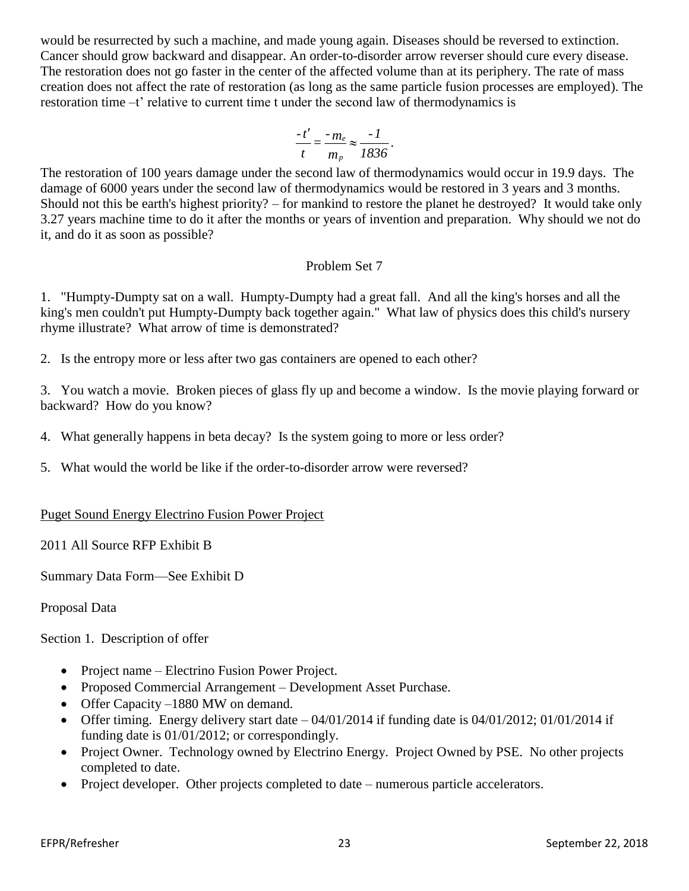would be resurrected by such a machine, and made young again. Diseases should be reversed to extinction. Cancer should grow backward and disappear. An order-to-disorder arrow reverser should cure every disease. The restoration does not go faster in the center of the affected volume than at its periphery. The rate of mass creation does not affect the rate of restoration (as long as the same particle fusion processes are employed). The restoration time –t' relative to current time t under the second law of thermodynamics is

$$\frac{-t'}{t} = \frac{-m_e}{m_p} \approx \frac{-1}{1836}.$$

The restoration of 100 years damage under the second law of thermodynamics would occur in 19.9 days. The damage of 6000 years under the second law of thermodynamics would be restored in 3 years and 3 months. Should not this be earth's highest priority? – for mankind to restore the planet he destroyed? It would take only 3.27 years machine time to do it after the months or years of invention and preparation. Why should we not do it, and do it as soon as possible?

## Problem Set 7

1. "Humpty-Dumpty sat on a wall. Humpty-Dumpty had a great fall. And all the king's horses and all the king's men couldn't put Humpty-Dumpty back together again." What law of physics does this child's nursery rhyme illustrate? What arrow of time is demonstrated?

2. Is the entropy more or less after two gas containers are opened to each other?

3. You watch a movie. Broken pieces of glass fly up and become a window. Is the movie playing forward or backward? How do you know?

4. What generally happens in beta decay? Is the system going to more or less order?

5. What would the world be like if the order-to-disorder arrow were reversed?

<u>Puget Sound Energy Electrino Fusion Power Project</u>

2011 All Source RFP Exhibit B

Summary Data Form—See Exhibit D

Proposal Data

Section 1. Description of offer

- Project name – Electrino Fusion Power Project.
- Proposed Commercial Arrangement – Development Asset Purchase.
- Offer Capacity –1880 MW on demand.
- Offer timing. Energy delivery start date – 04/01/2014 if funding date is 04/01/2012; 01/01/2014 if funding date is 01/01/2012; or correspondingly.
- Project Owner. Technology owned by Electrino Energy. Project Owned by PSE. No other projects completed to date.
- Project developer. Other projects completed to date – numerous particle accelerators.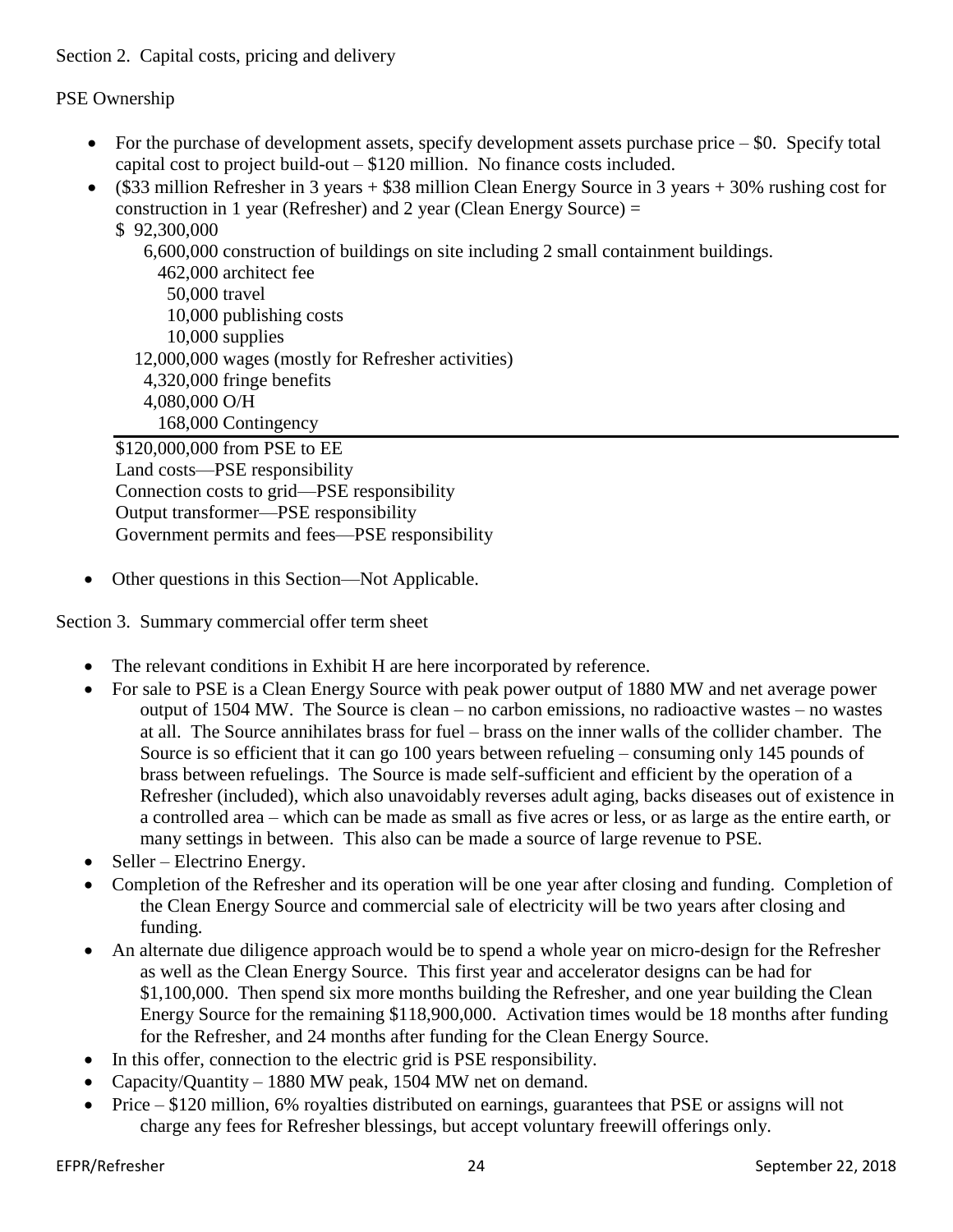Section 2. Capital costs, pricing and delivery

PSE Ownership

- For the purchase of development assets, specify development assets purchase price – $0. Specify total capital cost to project build-out – $120 million. No finance costs included.
- ($33 million Refresher in 3 years + $38 million Clean Energy Source in 3 years + 30% rushing cost for construction in 1 year (Refresher) and 2 year (Clean Energy Source) =

  $ 92,300,000
  6,600,000 construction of buildings on site including 2 small containment buildings.
  462,000 architect fee
  50,000 travel
  10,000 publishing costs
  10,000 supplies
  12,000,000 wages (mostly for Refresher activities)
  4,320,000 fringe benefits
  4,080,000 O/H
  168,000 Contingency

  ---

  $120,000,000 from PSE to EE
  Land costs—PSE responsibility
  Connection costs to grid—PSE responsibility
  Output transformer—PSE responsibility
  Government permits and fees—PSE responsibility

- Other questions in this Section—Not Applicable.

Section 3. Summary commercial offer term sheet

- The relevant conditions in Exhibit H are here incorporated by reference.
- For sale to PSE is a Clean Energy Source with peak power output of 1880 MW and net average power output of 1504 MW. The Source is clean – no carbon emissions, no radioactive wastes – no wastes at all. The Source annihilates brass for fuel – brass on the inner walls of the collider chamber. The Source is so efficient that it can go 100 years between refueling – consuming only 145 pounds of brass between refuelings. The Source is made self-sufficient and efficient by the operation of a Refresher (included), which also unavoidably reverses adult aging, backs diseases out of existence in a controlled area – which can be made as small as five acres or less, or as large as the entire earth, or many settings in between. This also can be made a source of large revenue to PSE.
- Seller – Electrino Energy.
- Completion of the Refresher and its operation will be one year after closing and funding. Completion of the Clean Energy Source and commercial sale of electricity will be two years after closing and funding.
- An alternate due diligence approach would be to spend a whole year on micro-design for the Refresher as well as the Clean Energy Source. This first year and accelerator designs can be had for $1,100,000. Then spend six more months building the Refresher, and one year building the Clean Energy Source for the remaining $118,900,000. Activation times would be 18 months after funding for the Refresher, and 24 months after funding for the Clean Energy Source.
- In this offer, connection to the electric grid is PSE responsibility.
- Capacity/Quantity – 1880 MW peak, 1504 MW net on demand.
- Price – $120 million, 6% royalties distributed on earnings, guarantees that PSE or assigns will not charge any fees for Refresher blessings, but accept voluntary freewill offerings only.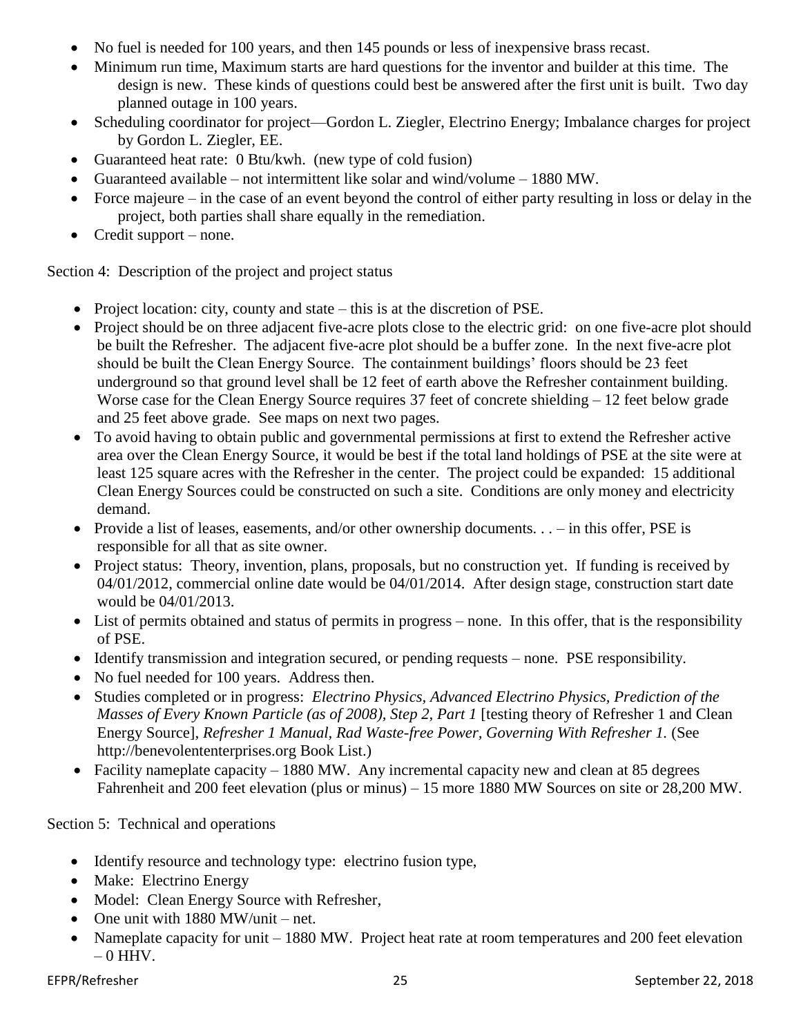- No fuel is needed for 100 years, and then 145 pounds or less of inexpensive brass recast.
- Minimum run time, Maximum starts are hard questions for the inventor and builder at this time. The design is new. These kinds of questions could best be answered after the first unit is built. Two day planned outage in 100 years.
- Scheduling coordinator for project—Gordon L. Ziegler, Electrino Energy; Imbalance charges for project by Gordon L. Ziegler, EE.
- Guaranteed heat rate: 0 Btu/kwh. (new type of cold fusion)
- Guaranteed available – not intermittent like solar and wind/volume – 1880 MW.
- Force majeure – in the case of an event beyond the control of either party resulting in loss or delay in the project, both parties shall share equally in the remediation.
- Credit support – none.

Section 4: Description of the project and project status

- Project location: city, county and state – this is at the discretion of PSE.
- Project should be on three adjacent five-acre plots close to the electric grid: on one five-acre plot should be built the Refresher. The adjacent five-acre plot should be a buffer zone. In the next five-acre plot should be built the Clean Energy Source. The containment buildings' floors should be 23 feet underground so that ground level shall be 12 feet of earth above the Refresher containment building. Worse case for the Clean Energy Source requires 37 feet of concrete shielding – 12 feet below grade and 25 feet above grade. See maps on next two pages.
- To avoid having to obtain public and governmental permissions at first to extend the Refresher active area over the Clean Energy Source, it would be best if the total land holdings of PSE at the site were at least 125 square acres with the Refresher in the center. The project could be expanded: 15 additional Clean Energy Sources could be constructed on such a site. Conditions are only money and electricity demand.
- Provide a list of leases, easements, and/or other ownership documents. . . – in this offer, PSE is responsible for all that as site owner.
- Project status: Theory, invention, plans, proposals, but no construction yet. If funding is received by 04/01/2012, commercial online date would be 04/01/2014. After design stage, construction start date would be 04/01/2013.
- List of permits obtained and status of permits in progress – none. In this offer, that is the responsibility of PSE.
- Identify transmission and integration secured, or pending requests – none. PSE responsibility.
- No fuel needed for 100 years. Address then.
- Studies completed or in progress: *Electrino Physics, Advanced Electrino Physics, Prediction of the Masses of Every Known Particle (as of 2008), Step 2, Part 1* [testing theory of Refresher 1 and Clean Energy Source], *Refresher 1 Manual, Rad Waste-free Power, Governing With Refresher 1.* (See http://benevolententerprises.org Book List.)
- Facility nameplate capacity – 1880 MW. Any incremental capacity new and clean at 85 degrees Fahrenheit and 200 feet elevation (plus or minus) – 15 more 1880 MW Sources on site or 28,200 MW.

Section 5: Technical and operations

- Identify resource and technology type: electrino fusion type,
- Make: Electrino Energy
- Model: Clean Energy Source with Refresher,
- One unit with 1880 MW/unit – net.
- Nameplate capacity for unit – 1880 MW. Project heat rate at room temperatures and 200 feet elevation – 0 HHV.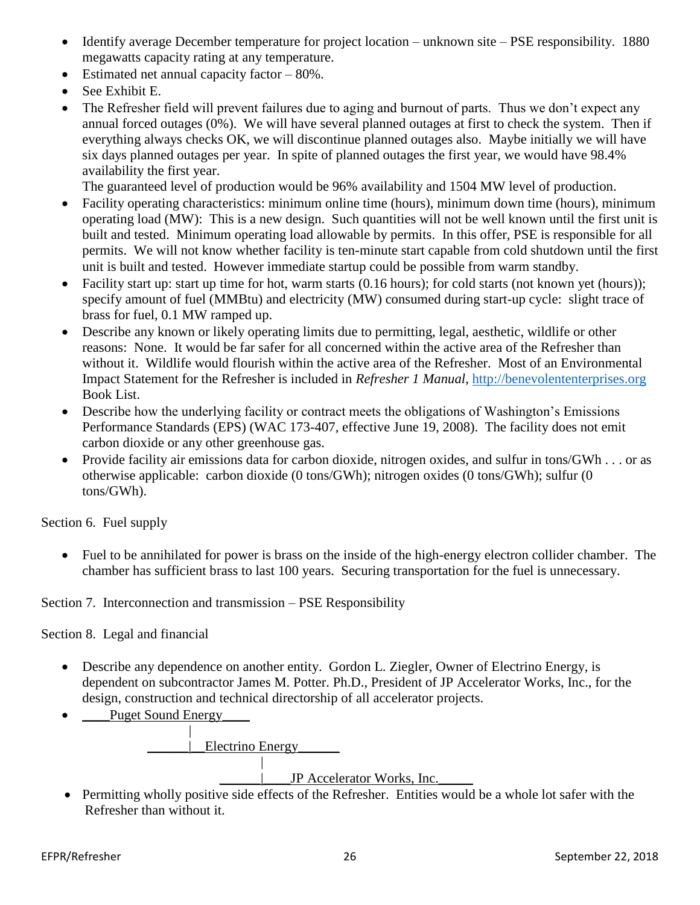- Identify average December temperature for project location – unknown site – PSE responsibility. 1880 megawatts capacity rating at any temperature.
- Estimated net annual capacity factor – 80%.
- See Exhibit E.
- The Refresher field will prevent failures due to aging and burnout of parts. Thus we don't expect any annual forced outages (0%). We will have several planned outages at first to check the system. Then if everything always checks OK, we will discontinue planned outages also. Maybe initially we will have six days planned outages per year. In spite of planned outages the first year, we would have 98.4% availability the first year.

  The guaranteed level of production would be 96% availability and 1504 MW level of production.
- Facility operating characteristics: minimum online time (hours), minimum down time (hours), minimum operating load (MW): This is a new design. Such quantities will not be well known until the first unit is built and tested. Minimum operating load allowable by permits. In this offer, PSE is responsible for all permits. We will not know whether facility is ten-minute start capable from cold shutdown until the first unit is built and tested. However immediate startup could be possible from warm standby.
- Facility start up: start up time for hot, warm starts (0.16 hours); for cold starts (not known yet (hours)); specify amount of fuel (MMBtu) and electricity (MW) consumed during start-up cycle: slight trace of brass for fuel, 0.1 MW ramped up.
- Describe any known or likely operating limits due to permitting, legal, aesthetic, wildlife or other reasons: None. It would be far safer for all concerned within the active area of the Refresher than without it. Wildlife would flourish within the active area of the Refresher. Most of an Environmental Impact Statement for the Refresher is included in *Refresher 1 Manual*, http://benevolententerprises.org Book List.
- Describe how the underlying facility or contract meets the obligations of Washington's Emissions Performance Standards (EPS) (WAC 173-407, effective June 19, 2008). The facility does not emit carbon dioxide or any other greenhouse gas.
- Provide facility air emissions data for carbon dioxide, nitrogen oxides, and sulfur in tons/GWh . . . or as otherwise applicable: carbon dioxide (0 tons/GWh); nitrogen oxides (0 tons/GWh); sulfur (0 tons/GWh).

Section 6. Fuel supply

- Fuel to be annihilated for power is brass on the inside of the high-energy electron collider chamber. The chamber has sufficient brass to last 100 years. Securing transportation for the fuel is unnecessary.

Section 7. Interconnection and transmission – PSE Responsibility

Section 8. Legal and financial

- Describe any dependence on another entity. Gordon L. Ziegler, Owner of Electrino Energy, is dependent on subcontractor James M. Potter. Ph.D., President of JP Accelerator Works, Inc., for the design, construction and technical directorship of all accelerator projects.
- Puget Sound Energy
  - Electrino Energy
    - JP Accelerator Works, Inc.
- Permitting wholly positive side effects of the Refresher. Entities would be a whole lot safer with the Refresher than without it.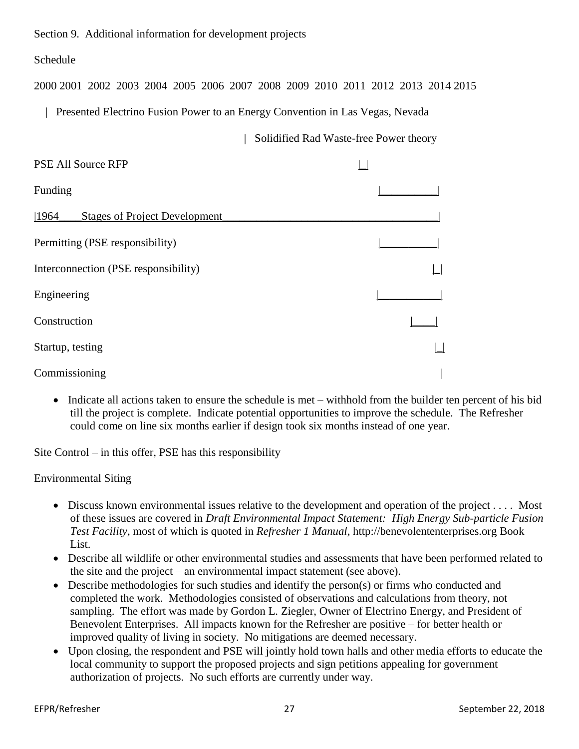Section 9. Additional information for development projects

Schedule

```
2000 2001  2002  2003  2004  2005  2006  2007  2008  2009  2010  2011  2012  2013  2014 2015

   |  Presented Electrino Fusion Power to an Energy Convention in Las Vegas, Nevada

                                                       |  Solidified Rad Waste-free Power theory

PSE All Source RFP                                                                    |_|

Funding                                                                                   |__________|

|1964____Stages of Project Development_____________________________________|

Permitting (PSE responsibility)                                                           |__________|

Interconnection (PSE responsibility)                                                                |_|

Engineering                                                                              |___________|

Construction                                                                                   |____|

Startup, testing                                                                                     |_|

Commissioning                                                                                         |
```

- Indicate all actions taken to ensure the schedule is met – withhold from the builder ten percent of his bid till the project is complete. Indicate potential opportunities to improve the schedule. The Refresher could come on line six months earlier if design took six months instead of one year.

Site Control – in this offer, PSE has this responsibility

Environmental Siting

- Discuss known environmental issues relative to the development and operation of the project . . . . Most of these issues are covered in *Draft Environmental Impact Statement: High Energy Sub-particle Fusion Test Facility*, most of which is quoted in *Refresher 1 Manual*, http://benevolententerprises.org Book List.
- Describe all wildlife or other environmental studies and assessments that have been performed related to the site and the project – an environmental impact statement (see above).
- Describe methodologies for such studies and identify the person(s) or firms who conducted and completed the work. Methodologies consisted of observations and calculations from theory, not sampling. The effort was made by Gordon L. Ziegler, Owner of Electrino Energy, and President of Benevolent Enterprises. All impacts known for the Refresher are positive – for better health or improved quality of living in society. No mitigations are deemed necessary.
- Upon closing, the respondent and PSE will jointly hold town halls and other media efforts to educate the local community to support the proposed projects and sign petitions appealing for government authorization of projects. No such efforts are currently under way.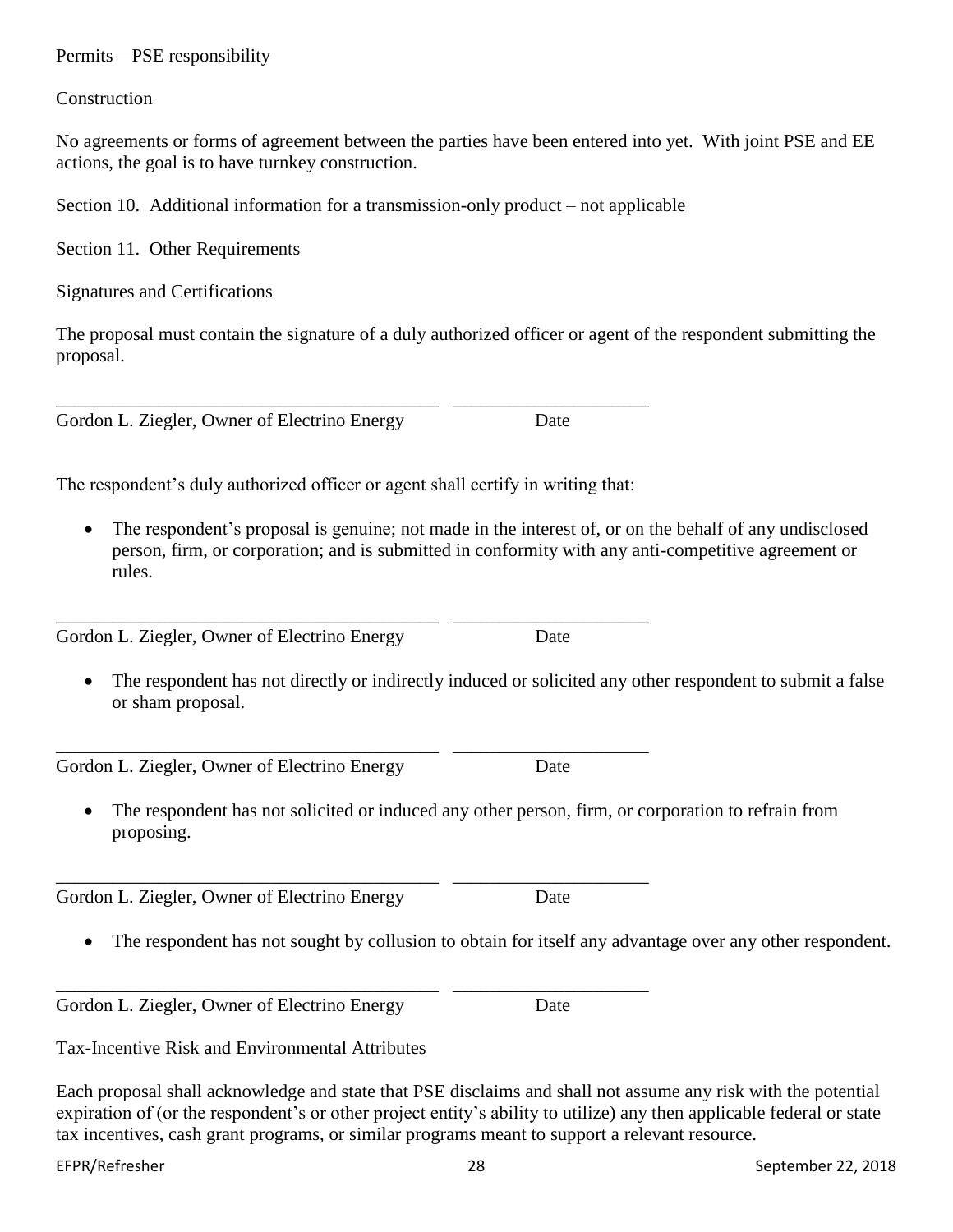Permits—PSE responsibility

Construction

No agreements or forms of agreement between the parties have been entered into yet. With joint PSE and EE actions, the goal is to have turnkey construction.

Section 10. Additional information for a transmission-only product – not applicable

Section 11. Other Requirements

Signatures and Certifications

The proposal must contain the signature of a duly authorized officer or agent of the respondent submitting the proposal.

\_\_\_\_\_\_\_\_\_\_\_\_\_\_\_\_\_\_\_\_\_\_\_\_\_\_\_\_\_\_\_\_\_\_\_\_\_\_\_\_ \_\_\_\_\_\_\_\_\_\_\_\_\_\_\_\_\_\_\_\_\_

Gordon L. Ziegler, Owner of Electrino Energy Date

The respondent's duly authorized officer or agent shall certify in writing that:

- The respondent's proposal is genuine; not made in the interest of, or on the behalf of any undisclosed person, firm, or corporation; and is submitted in conformity with any anti-competitive agreement or rules.

\_\_\_\_\_\_\_\_\_\_\_\_\_\_\_\_\_\_\_\_\_\_\_\_\_\_\_\_\_\_\_\_\_\_\_\_\_\_\_\_ \_\_\_\_\_\_\_\_\_\_\_\_\_\_\_\_\_\_\_\_\_

Gordon L. Ziegler, Owner of Electrino Energy Date

- The respondent has not directly or indirectly induced or solicited any other respondent to submit a false or sham proposal.

\_\_\_\_\_\_\_\_\_\_\_\_\_\_\_\_\_\_\_\_\_\_\_\_\_\_\_\_\_\_\_\_\_\_\_\_\_\_\_\_ \_\_\_\_\_\_\_\_\_\_\_\_\_\_\_\_\_\_\_\_\_

Gordon L. Ziegler, Owner of Electrino Energy Date

- The respondent has not solicited or induced any other person, firm, or corporation to refrain from proposing.

\_\_\_\_\_\_\_\_\_\_\_\_\_\_\_\_\_\_\_\_\_\_\_\_\_\_\_\_\_\_\_\_\_\_\_\_\_\_\_\_ \_\_\_\_\_\_\_\_\_\_\_\_\_\_\_\_\_\_\_\_\_

Gordon L. Ziegler, Owner of Electrino Energy Date

- The respondent has not sought by collusion to obtain for itself any advantage over any other respondent.

\_\_\_\_\_\_\_\_\_\_\_\_\_\_\_\_\_\_\_\_\_\_\_\_\_\_\_\_\_\_\_\_\_\_\_\_\_\_\_\_ \_\_\_\_\_\_\_\_\_\_\_\_\_\_\_\_\_\_\_\_\_

Gordon L. Ziegler, Owner of Electrino Energy Date

Tax-Incentive Risk and Environmental Attributes

Each proposal shall acknowledge and state that PSE disclaims and shall not assume any risk with the potential expiration of (or the respondent's or other project entity's ability to utilize) any then applicable federal or state tax incentives, cash grant programs, or similar programs meant to support a relevant resource.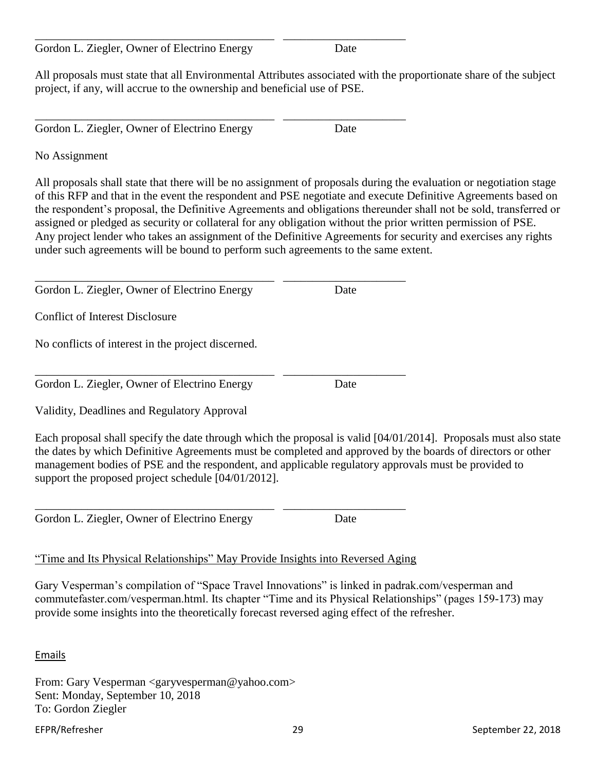\_\_\_\_\_\_\_\_\_\_\_\_\_\_\_\_\_\_\_\_\_\_\_\_\_\_\_\_\_\_\_\_\_\_\_\_\_\_\_\_ \_\_\_\_\_\_\_\_\_\_\_\_\_\_\_\_\_\_\_\_\_

Gordon L. Ziegler, Owner of Electrino Energy Date

All proposals must state that all Environmental Attributes associated with the proportionate share of the subject project, if any, will accrue to the ownership and beneficial use of PSE.

\_\_\_\_\_\_\_\_\_\_\_\_\_\_\_\_\_\_\_\_\_\_\_\_\_\_\_\_\_\_\_\_\_\_\_\_\_\_\_\_ \_\_\_\_\_\_\_\_\_\_\_\_\_\_\_\_\_\_\_\_\_

Gordon L. Ziegler, Owner of Electrino Energy Date

No Assignment

All proposals shall state that there will be no assignment of proposals during the evaluation or negotiation stage of this RFP and that in the event the respondent and PSE negotiate and execute Definitive Agreements based on the respondent's proposal, the Definitive Agreements and obligations thereunder shall not be sold, transferred or assigned or pledged as security or collateral for any obligation without the prior written permission of PSE. Any project lender who takes an assignment of the Definitive Agreements for security and exercises any rights under such agreements will be bound to perform such agreements to the same extent.

\_\_\_\_\_\_\_\_\_\_\_\_\_\_\_\_\_\_\_\_\_\_\_\_\_\_\_\_\_\_\_\_\_\_\_\_\_\_\_\_ \_\_\_\_\_\_\_\_\_\_\_\_\_\_\_\_\_\_\_\_\_

Gordon L. Ziegler, Owner of Electrino Energy Date

Conflict of Interest Disclosure

No conflicts of interest in the project discerned.

\_\_\_\_\_\_\_\_\_\_\_\_\_\_\_\_\_\_\_\_\_\_\_\_\_\_\_\_\_\_\_\_\_\_\_\_\_\_\_\_ \_\_\_\_\_\_\_\_\_\_\_\_\_\_\_\_\_\_\_\_\_

Gordon L. Ziegler, Owner of Electrino Energy Date

Validity, Deadlines and Regulatory Approval

Each proposal shall specify the date through which the proposal is valid [04/01/2014]. Proposals must also state the dates by which Definitive Agreements must be completed and approved by the boards of directors or other management bodies of PSE and the respondent, and applicable regulatory approvals must be provided to support the proposed project schedule [04/01/2012].

\_\_\_\_\_\_\_\_\_\_\_\_\_\_\_\_\_\_\_\_\_\_\_\_\_\_\_\_\_\_\_\_\_\_\_\_\_\_\_\_ \_\_\_\_\_\_\_\_\_\_\_\_\_\_\_\_\_\_\_\_\_

Gordon L. Ziegler, Owner of Electrino Energy Date

<u>"Time and Its Physical Relationships" May Provide Insights into Reversed Aging</u>

Gary Vesperman's compilation of "Space Travel Innovations" is linked in padrak.com/vesperman and commutefaster.com/vesperman.html. Its chapter "Time and its Physical Relationships" (pages 159-173) may provide some insights into the theoretically forecast reversed aging effect of the refresher.

<u>Emails</u>

From: Gary Vesperman <garyvesperman@yahoo.com>
Sent: Monday, September 10, 2018
To: Gordon Ziegler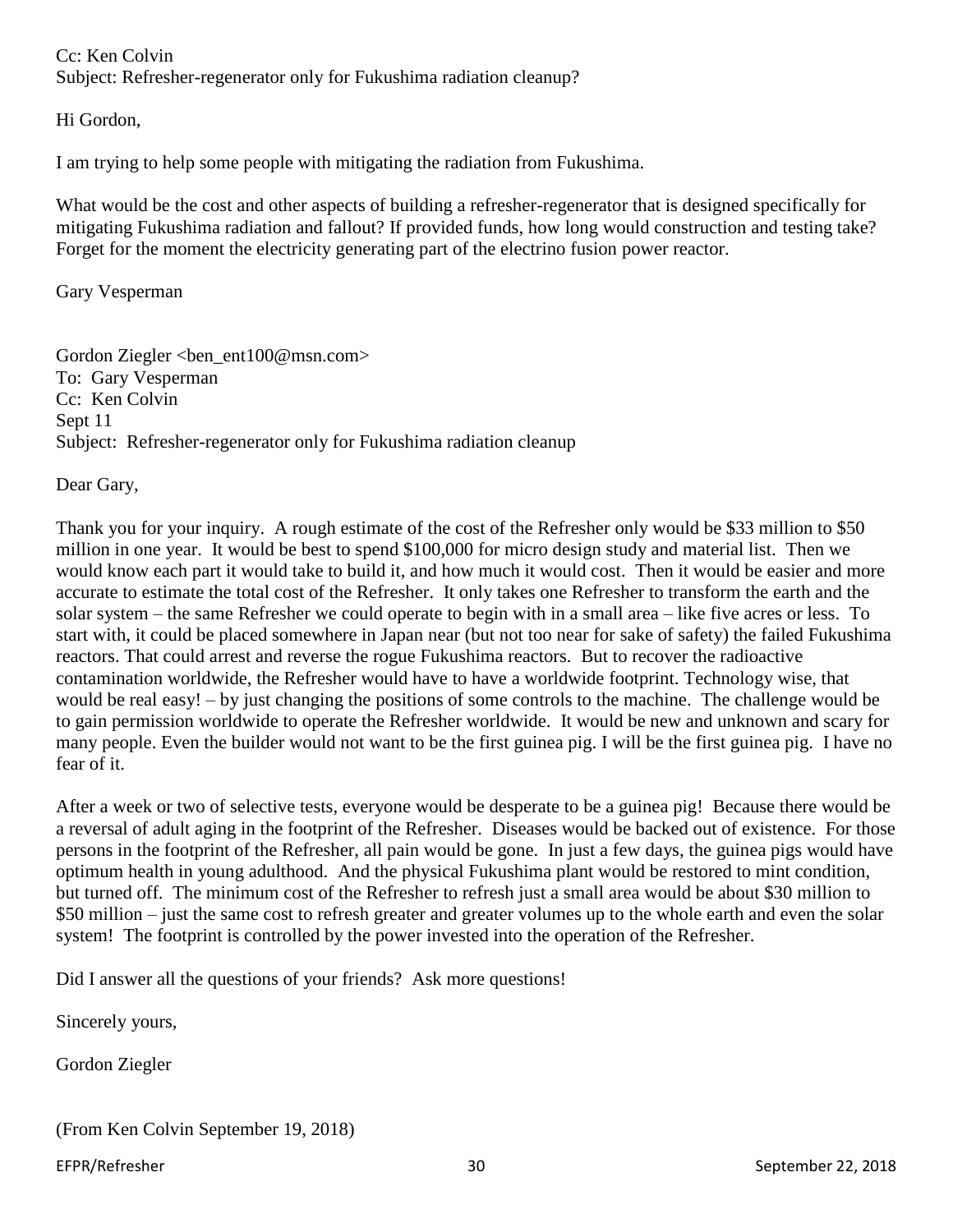Cc: Ken Colvin
Subject: Refresher-regenerator only for Fukushima radiation cleanup?

Hi Gordon,

I am trying to help some people with mitigating the radiation from Fukushima.

What would be the cost and other aspects of building a refresher-regenerator that is designed specifically for mitigating Fukushima radiation and fallout? If provided funds, how long would construction and testing take? Forget for the moment the electricity generating part of the electrino fusion power reactor.

Gary Vesperman

Gordon Ziegler <ben_ent100@msn.com>
To: Gary Vesperman
Cc: Ken Colvin
Sept 11
Subject: Refresher-regenerator only for Fukushima radiation cleanup

Dear Gary,

Thank you for your inquiry. A rough estimate of the cost of the Refresher only would be $33 million to $50 million in one year. It would be best to spend $100,000 for micro design study and material list. Then we would know each part it would take to build it, and how much it would cost. Then it would be easier and more accurate to estimate the total cost of the Refresher. It only takes one Refresher to transform the earth and the solar system – the same Refresher we could operate to begin with in a small area – like five acres or less. To start with, it could be placed somewhere in Japan near (but not too near for sake of safety) the failed Fukushima reactors. That could arrest and reverse the rogue Fukushima reactors. But to recover the radioactive contamination worldwide, the Refresher would have to have a worldwide footprint. Technology wise, that would be real easy! – by just changing the positions of some controls to the machine. The challenge would be to gain permission worldwide to operate the Refresher worldwide. It would be new and unknown and scary for many people. Even the builder would not want to be the first guinea pig. I will be the first guinea pig. I have no fear of it.

After a week or two of selective tests, everyone would be desperate to be a guinea pig! Because there would be a reversal of adult aging in the footprint of the Refresher. Diseases would be backed out of existence. For those persons in the footprint of the Refresher, all pain would be gone. In just a few days, the guinea pigs would have optimum health in young adulthood. And the physical Fukushima plant would be restored to mint condition, but turned off. The minimum cost of the Refresher to refresh just a small area would be about $30 million to $50 million – just the same cost to refresh greater and greater volumes up to the whole earth and even the solar system! The footprint is controlled by the power invested into the operation of the Refresher.

Did I answer all the questions of your friends? Ask more questions!

Sincerely yours,

Gordon Ziegler

(From Ken Colvin September 19, 2018)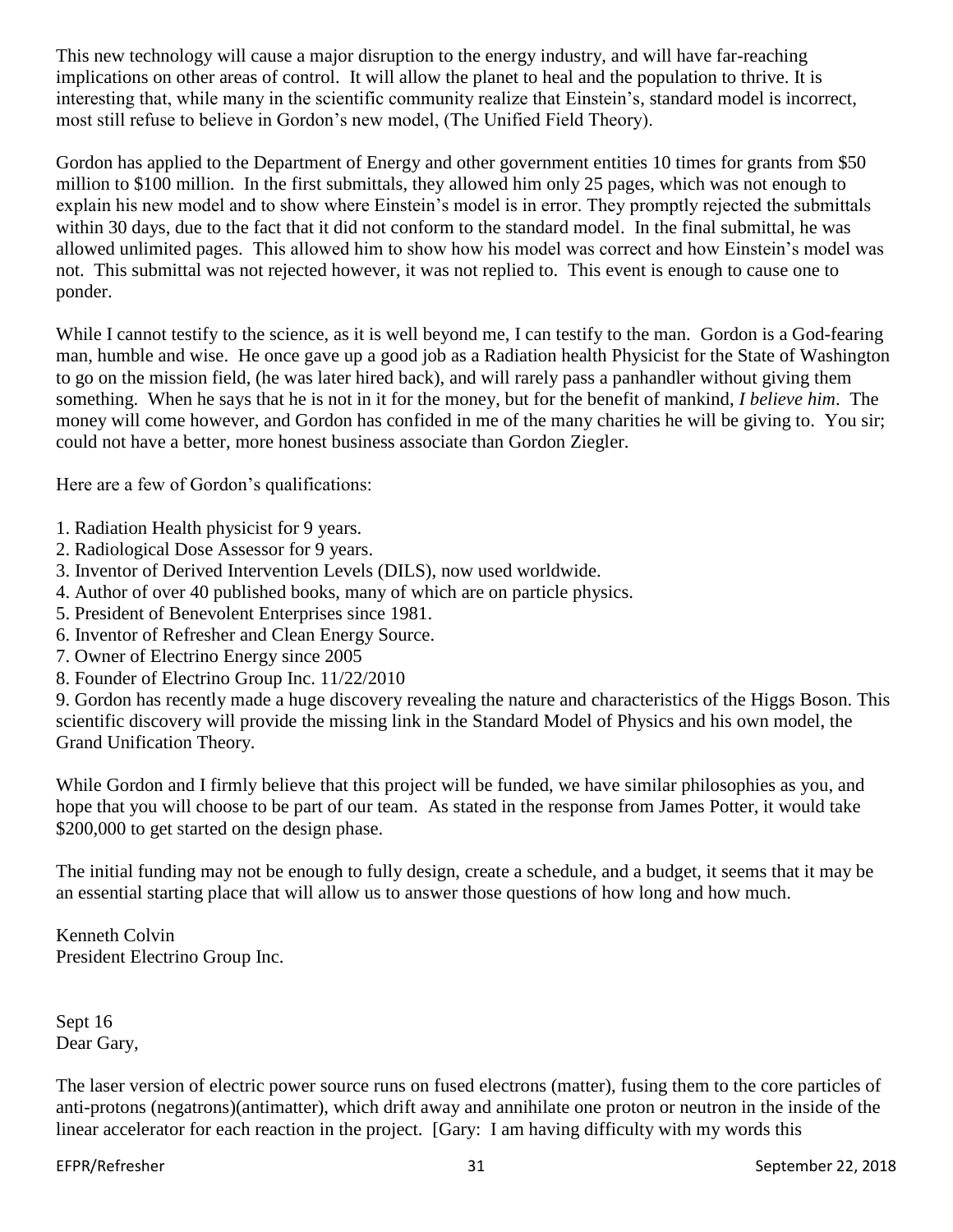This new technology will cause a major disruption to the energy industry, and will have far-reaching implications on other areas of control. It will allow the planet to heal and the population to thrive. It is interesting that, while many in the scientific community realize that Einstein's, standard model is incorrect, most still refuse to believe in Gordon's new model, (The Unified Field Theory).

Gordon has applied to the Department of Energy and other government entities 10 times for grants from $50 million to $100 million. In the first submittals, they allowed him only 25 pages, which was not enough to explain his new model and to show where Einstein's model is in error. They promptly rejected the submittals within 30 days, due to the fact that it did not conform to the standard model. In the final submittal, he was allowed unlimited pages. This allowed him to show how his model was correct and how Einstein's model was not. This submittal was not rejected however, it was not replied to. This event is enough to cause one to ponder.

While I cannot testify to the science, as it is well beyond me, I can testify to the man. Gordon is a God-fearing man, humble and wise. He once gave up a good job as a Radiation health Physicist for the State of Washington to go on the mission field, (he was later hired back), and will rarely pass a panhandler without giving them something. When he says that he is not in it for the money, but for the benefit of mankind, *I believe him*. The money will come however, and Gordon has confided in me of the many charities he will be giving to. You sir; could not have a better, more honest business associate than Gordon Ziegler.

Here are a few of Gordon's qualifications:

1. Radiation Health physicist for 9 years.
2. Radiological Dose Assessor for 9 years.
3. Inventor of Derived Intervention Levels (DILS), now used worldwide.
4. Author of over 40 published books, many of which are on particle physics.
5. President of Benevolent Enterprises since 1981.
6. Inventor of Refresher and Clean Energy Source.
7. Owner of Electrino Energy since 2005
8. Founder of Electrino Group Inc. 11/22/2010
9. Gordon has recently made a huge discovery revealing the nature and characteristics of the Higgs Boson. This scientific discovery will provide the missing link in the Standard Model of Physics and his own model, the Grand Unification Theory.

While Gordon and I firmly believe that this project will be funded, we have similar philosophies as you, and hope that you will choose to be part of our team. As stated in the response from James Potter, it would take $200,000 to get started on the design phase.

The initial funding may not be enough to fully design, create a schedule, and a budget, it seems that it may be an essential starting place that will allow us to answer those questions of how long and how much.

Kenneth Colvin
President Electrino Group Inc.

Sept 16
Dear Gary,

The laser version of electric power source runs on fused electrons (matter), fusing them to the core particles of anti-protons (negatrons)(antimatter), which drift away and annihilate one proton or neutron in the inside of the linear accelerator for each reaction in the project. [Gary: I am having difficulty with my words this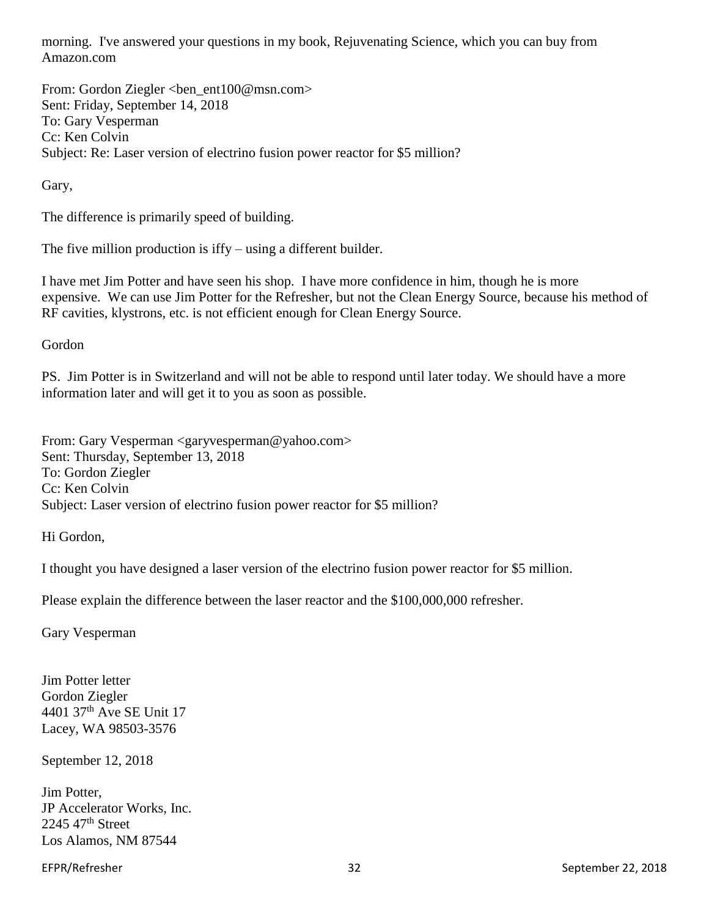morning. I've answered your questions in my book, Rejuvenating Science, which you can buy from Amazon.com

From: Gordon Ziegler <ben_ent100@msn.com>
Sent: Friday, September 14, 2018
To: Gary Vesperman
Cc: Ken Colvin
Subject: Re: Laser version of electrino fusion power reactor for $5 million?

Gary,

The difference is primarily speed of building.

The five million production is iffy – using a different builder.

I have met Jim Potter and have seen his shop. I have more confidence in him, though he is more expensive. We can use Jim Potter for the Refresher, but not the Clean Energy Source, because his method of RF cavities, klystrons, etc. is not efficient enough for Clean Energy Source.

Gordon

PS. Jim Potter is in Switzerland and will not be able to respond until later today. We should have a more information later and will get it to you as soon as possible.

From: Gary Vesperman <garyvesperman@yahoo.com>
Sent: Thursday, September 13, 2018
To: Gordon Ziegler
Cc: Ken Colvin
Subject: Laser version of electrino fusion power reactor for $5 million?

Hi Gordon,

I thought you have designed a laser version of the electrino fusion power reactor for $5 million.

Please explain the difference between the laser reactor and the $100,000,000 refresher.

Gary Vesperman

Jim Potter letter
Gordon Ziegler
4401 37th Ave SE Unit 17
Lacey, WA 98503-3576

September 12, 2018

Jim Potter,
JP Accelerator Works, Inc.
2245 47th Street
Los Alamos, NM 87544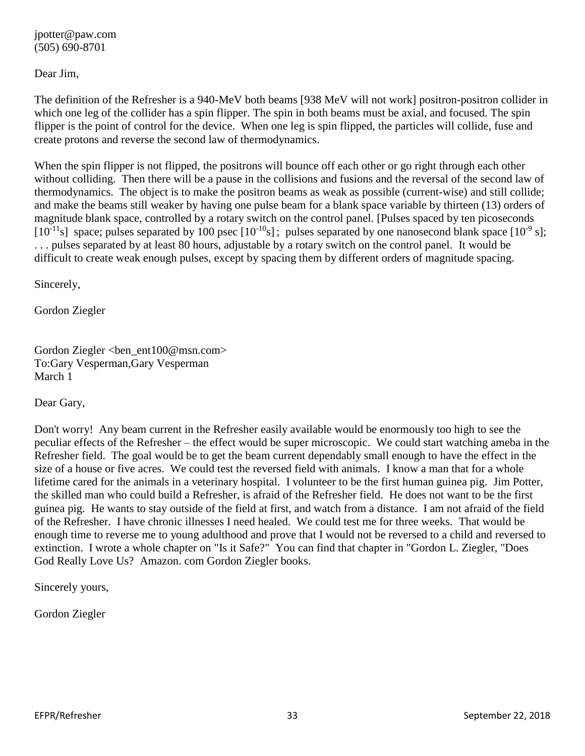jpotter@paw.com
(505) 690-8701

Dear Jim,

The definition of the Refresher is a 940-MeV both beams [938 MeV will not work] positron-positron collider in which one leg of the collider has a spin flipper. The spin in both beams must be axial, and focused. The spin flipper is the point of control for the device. When one leg is spin flipped, the particles will collide, fuse and create protons and reverse the second law of thermodynamics.

When the spin flipper is not flipped, the positrons will bounce off each other or go right through each other without colliding. Then there will be a pause in the collisions and fusions and the reversal of the second law of thermodynamics. The object is to make the positron beams as weak as possible (current-wise) and still collide; and make the beams still weaker by having one pulse beam for a blank space variable by thirteen (13) orders of magnitude blank space, controlled by a rotary switch on the control panel. [Pulses spaced by ten picoseconds [$10^{-11}$s] space; pulses separated by 100 psec [$10^{-10}$s]; pulses separated by one nanosecond blank space [$10^{-9}$ s]; . . . pulses separated by at least 80 hours, adjustable by a rotary switch on the control panel. It would be difficult to create weak enough pulses, except by spacing them by different orders of magnitude spacing.

Sincerely,

Gordon Ziegler

Gordon Ziegler <ben_ent100@msn.com>
To:Gary Vesperman,Gary Vesperman
March 1

Dear Gary,

Don't worry! Any beam current in the Refresher easily available would be enormously too high to see the peculiar effects of the Refresher – the effect would be super microscopic. We could start watching ameba in the Refresher field. The goal would be to get the beam current dependably small enough to have the effect in the size of a house or five acres. We could test the reversed field with animals. I know a man that for a whole lifetime cared for the animals in a veterinary hospital. I volunteer to be the first human guinea pig. Jim Potter, the skilled man who could build a Refresher, is afraid of the Refresher field. He does not want to be the first guinea pig. He wants to stay outside of the field at first, and watch from a distance. I am not afraid of the field of the Refresher. I have chronic illnesses I need healed. We could test me for three weeks. That would be enough time to reverse me to young adulthood and prove that I would not be reversed to a child and reversed to extinction. I wrote a whole chapter on "Is it Safe?" You can find that chapter in "Gordon L. Ziegler, "Does God Really Love Us? Amazon. com Gordon Ziegler books.

Sincerely yours,

Gordon Ziegler